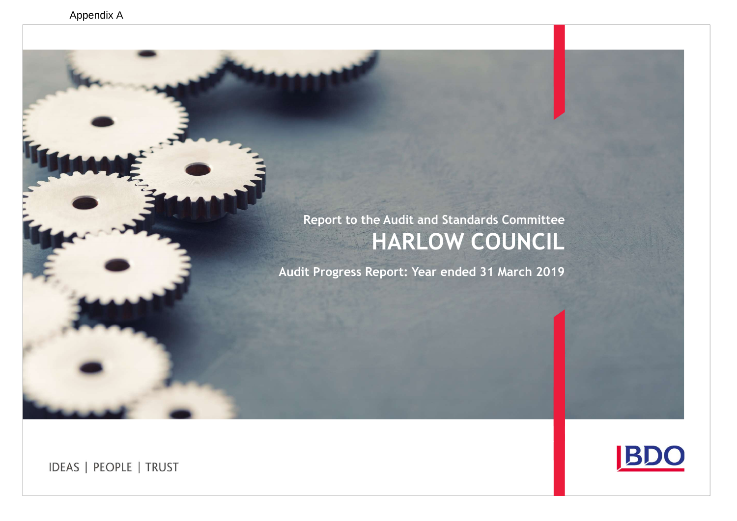Appendix A

Report to the Audit and Standards Committee

# HARLOW COUNCIL

## Audit Progress Report: Year ended 31 March 2019

IDEAS | PEOPLE | TRUST

BDO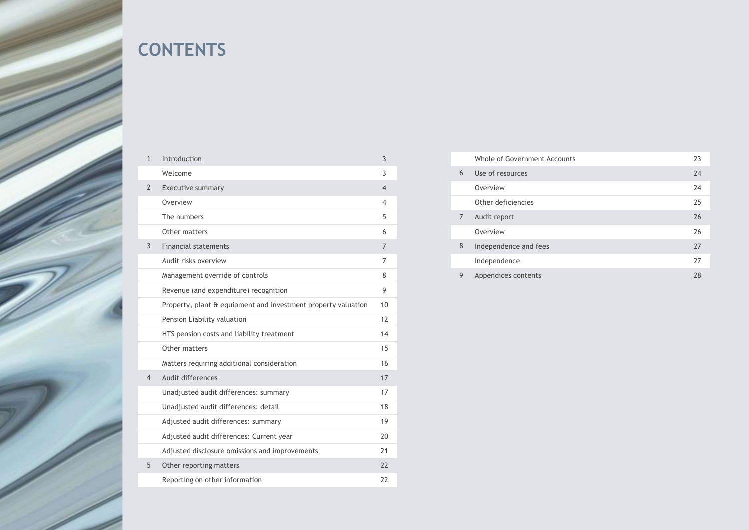# CONTENTS

| | | |
|---|---|---|
| 1 | Introduction | 3 |
| | Welcome | 3 |
| 2 | Executive summary | 4 |
| | Overview | 4 |
| | The numbers | 5 |
| | Other matters | 6 |
| 3 | Financial statements | 7 |
| | Audit risks overview | 7 |
| | Management override of controls | 8 |
| | Revenue (and expenditure) recognition | 9 |
| | Property, plant & equipment and investment property valuation | 10 |
| | Pension Liability valuation | 12 |
| | HTS pension costs and liability treatment | 14 |
| | Other matters | 15 |
| | Matters requiring additional consideration | 16 |
| 4 | Audit differences | 17 |
| | Unadjusted audit differences: summary | 17 |
| | Unadjusted audit differences: detail | 18 |
| | Adjusted audit differences: summary | 19 |
| | Adjusted audit differences: Current year | 20 |
| | Adjusted disclosure omissions and improvements | 21 |
| 5 | Other reporting matters | 22 |
| | Reporting on other information | 22 |
| | Whole of Government Accounts | 23 |
| 6 | Use of resources | 24 |
| | Overview | 24 |
| | Other deficiencies | 25 |
| 7 | Audit report | 26 |
| | Overview | 26 |
| 8 | Independence and fees | 27 |
| | Independence | 27 |
| 9 | Appendices contents | 28 |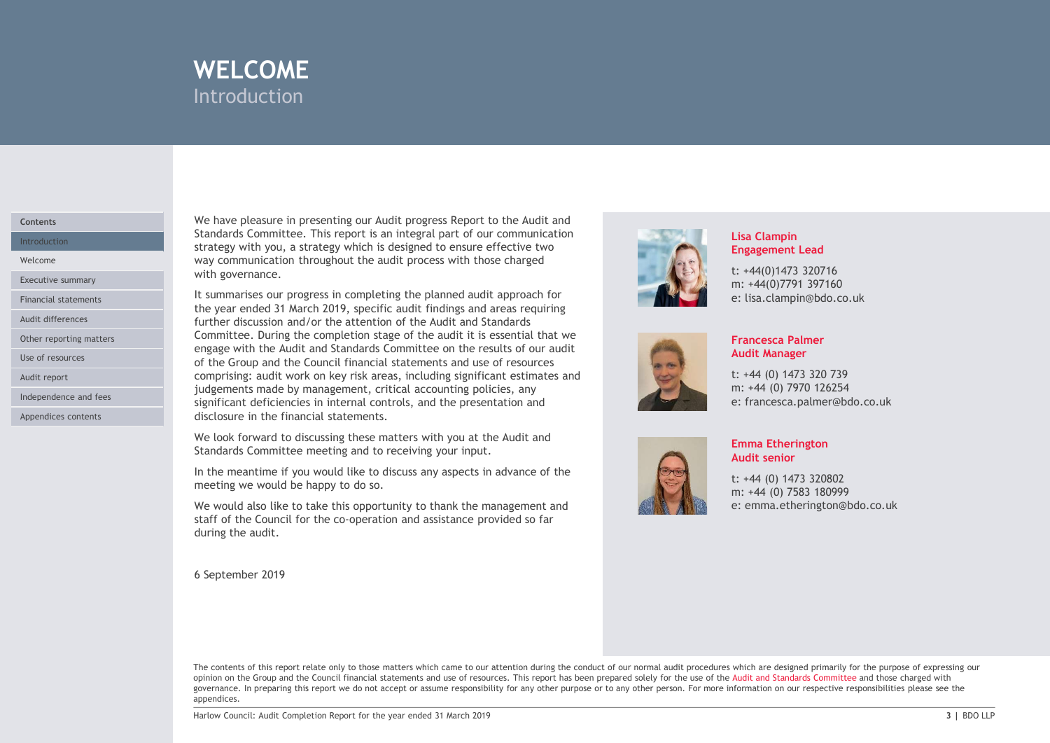# WELCOME

## Introduction

We have pleasure in presenting our Audit progress Report to the Audit and Standards Committee. This report is an integral part of our communication strategy with you, a strategy which is designed to ensure effective two way communication throughout the audit process with those charged with governance.

It summarises our progress in completing the planned audit approach for the year ended 31 March 2019, specific audit findings and areas requiring further discussion and/or the attention of the Audit and Standards Committee. During the completion stage of the audit it is essential that we engage with the Audit and Standards Committee on the results of our audit of the Group and the Council financial statements and use of resources comprising: audit work on key risk areas, including significant estimates and judgements made by management, critical accounting policies, any significant deficiencies in internal controls, and the presentation and disclosure in the financial statements.

We look forward to discussing these matters with you at the Audit and Standards Committee meeting and to receiving your input.

In the meantime if you would like to discuss any aspects in advance of the meeting we would be happy to do so.

We would also like to take this opportunity to thank the management and staff of the Council for the co-operation and assistance provided so far during the audit.

6 September 2019

**Lisa Clampin**
**Engagement Lead**

t: +44(0)1473 320716
m: +44(0)7791 397160
e: lisa.clampin@bdo.co.uk

**Francesca Palmer**
**Audit Manager**

t: +44 (0) 1473 320 739
m: +44 (0) 7970 126254
e: francesca.palmer@bdo.co.uk

**Emma Etherington**
**Audit senior**

t: +44 (0) 1473 320802
m: +44 (0) 7583 180999
e: emma.etherington@bdo.co.uk

The contents of this report relate only to those matters which came to our attention during the conduct of our normal audit procedures which are designed primarily for the purpose of expressing our opinion on the Group and the Council financial statements and use of resources. This report has been prepared solely for the use of the Audit and Standards Committee and those charged with governance. In preparing this report we do not accept or assume responsibility for any other purpose or to any other person. For more information on our respective responsibilities please see the appendices.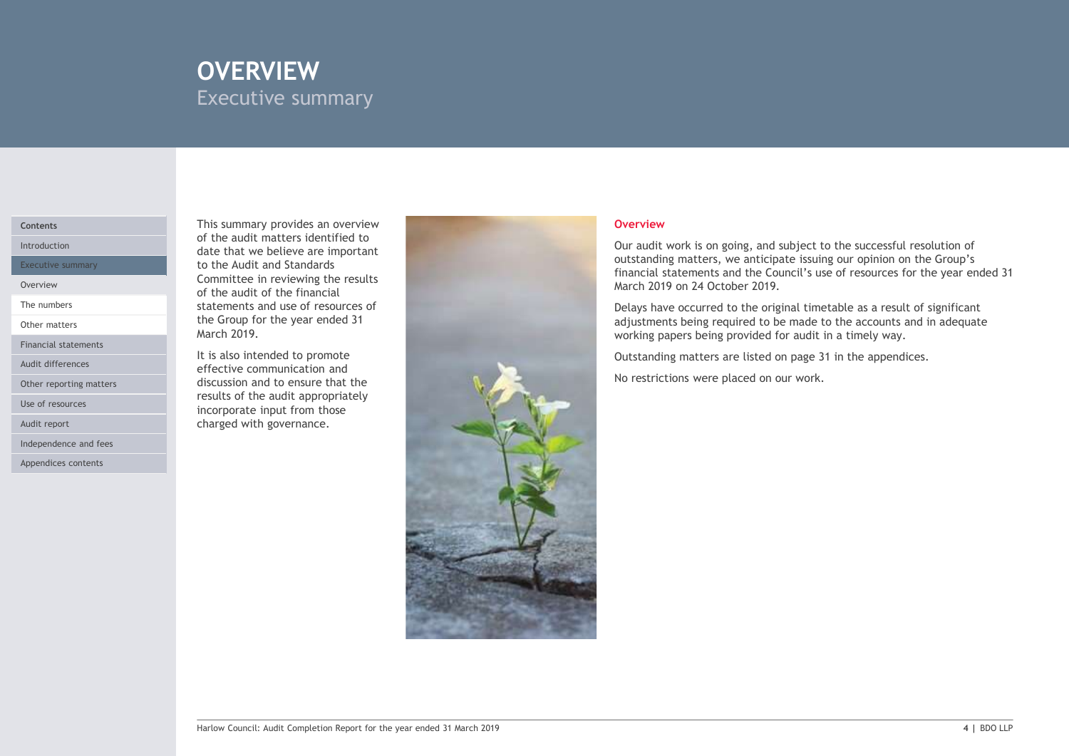# OVERVIEW

## Executive summary

This summary provides an overview of the audit matters identified to date that we believe are important to the Audit and Standards Committee in reviewing the results of the audit of the financial statements and use of resources of the Group for the year ended 31 March 2019.

It is also intended to promote effective communication and discussion and to ensure that the results of the audit appropriately incorporate input from those charged with governance.

### Overview

Our audit work is on going, and subject to the successful resolution of outstanding matters, we anticipate issuing our opinion on the Group's financial statements and the Council's use of resources for the year ended 31 March 2019 on 24 October 2019.

Delays have occurred to the original timetable as a result of significant adjustments being required to be made to the accounts and in adequate working papers being provided for audit in a timely way.

Outstanding matters are listed on page 31 in the appendices.

No restrictions were placed on our work.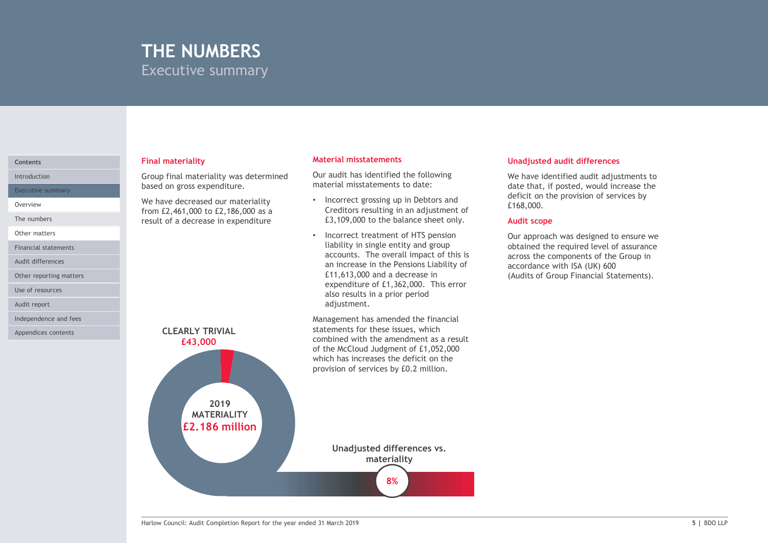# THE NUMBERS
Executive summary

## Final materiality

Group final materiality was determined based on gross expenditure.

We have decreased our materiality from £2,461,000 to £2,186,000 as a result of a decrease in expenditure

CLEARLY TRIVIAL
£43,000

2019
MATERIALITY
£2.186 million

## Material misstatements

Our audit has identified the following material misstatements to date:

- Incorrect grossing up in Debtors and Creditors resulting in an adjustment of £3,109,000 to the balance sheet only.
- Incorrect treatment of HTS pension liability in single entity and group accounts. The overall impact of this is an increase in the Pensions Liability of £11,613,000 and a decrease in expenditure of £1,362,000. This error also results in a prior period adjustment.

Management has amended the financial statements for these issues, which combined with the amendment as a result of the McCloud Judgment of £1,052,000 which has increases the deficit on the provision of services by £0.2 million.

Unadjusted differences vs. materiality

8%

## Unadjusted audit differences

We have identified audit adjustments to date that, if posted, would increase the deficit on the provision of services by £168,000.

## Audit scope

Our approach was designed to ensure we obtained the required level of assurance across the components of the Group in accordance with ISA (UK) 600 (Audits of Group Financial Statements).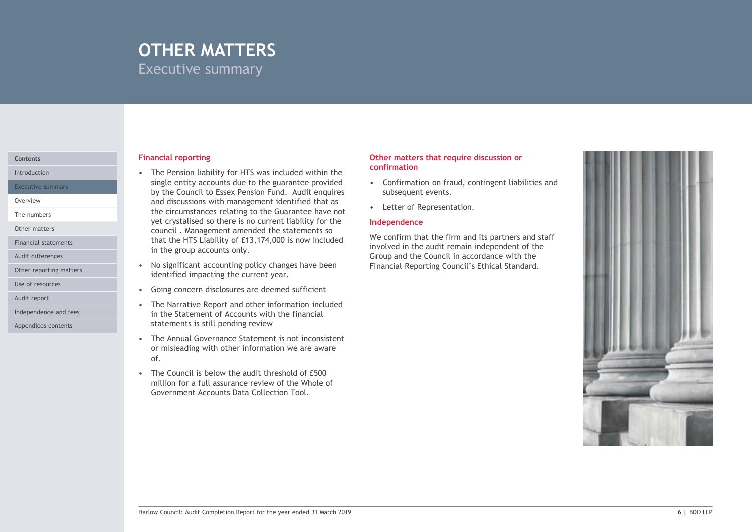# OTHER MATTERS

## Executive summary

### Financial reporting

- The Pension liability for HTS was included within the single entity accounts due to the guarantee provided by the Council to Essex Pension Fund. Audit enquires and discussions with management identified that as the circumstances relating to the Guarantee have not yet crystalised so there is no current liability for the council . Management amended the statements so that the HTS Liability of £13,174,000 is now included in the group accounts only.
- No significant accounting policy changes have been identified impacting the current year.
- Going concern disclosures are deemed sufficient
- The Narrative Report and other information included in the Statement of Accounts with the financial statements is still pending review
- The Annual Governance Statement is not inconsistent or misleading with other information we are aware of.
- The Council is below the audit threshold of £500 million for a full assurance review of the Whole of Government Accounts Data Collection Tool.

### Other matters that require discussion or confirmation

- Confirmation on fraud, contingent liabilities and subsequent events.
- Letter of Representation.

### Independence

We confirm that the firm and its partners and staff involved in the audit remain independent of the Group and the Council in accordance with the Financial Reporting Council's Ethical Standard.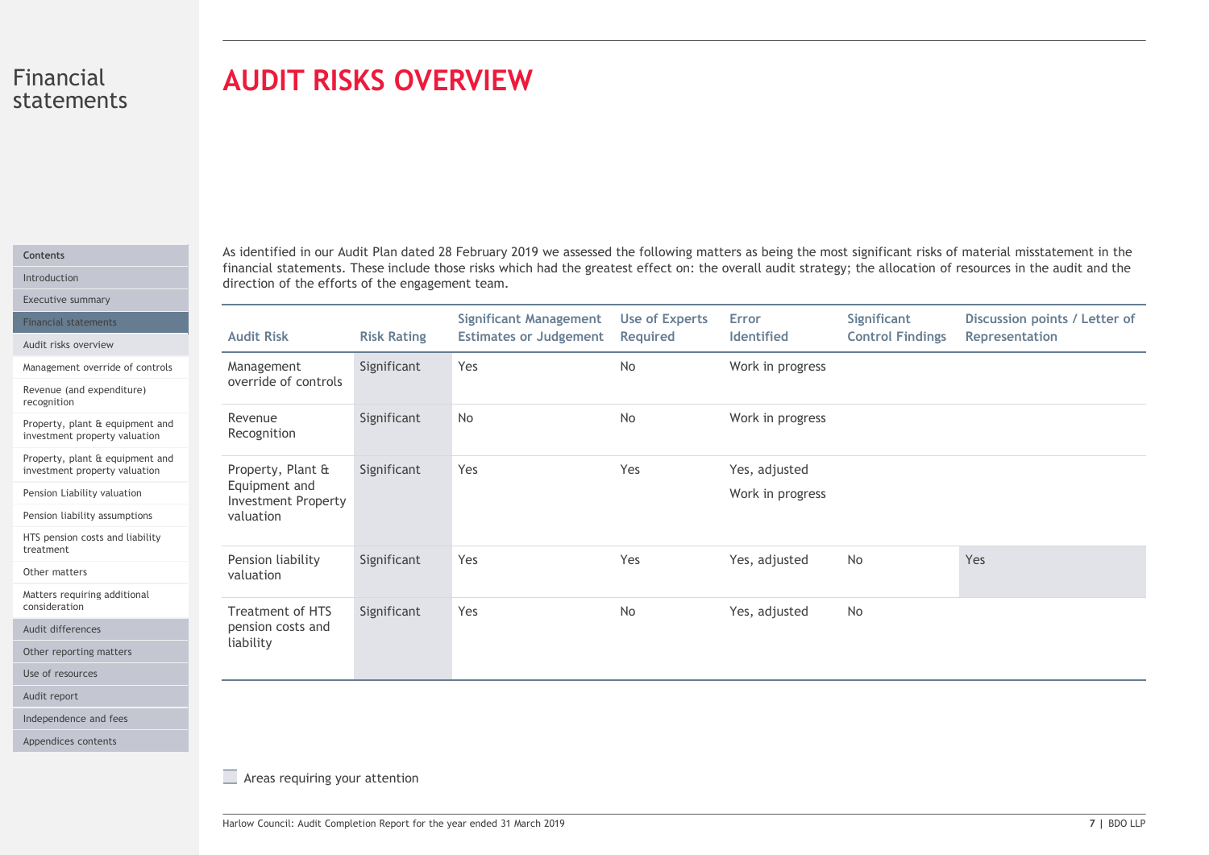# AUDIT RISKS OVERVIEW

As identified in our Audit Plan dated 28 February 2019 we assessed the following matters as being the most significant risks of material misstatement in the financial statements. These include those risks which had the greatest effect on: the overall audit strategy; the allocation of resources in the audit and the direction of the efforts of the engagement team.

| Audit Risk | Risk Rating | Significant Management Estimates or Judgement | Use of Experts Required | Error Identified | Significant Control Findings | Discussion points / Letter of Representation |
|---|---|---|---|---|---|---|
| Management override of controls | Significant | Yes | No | Work in progress | | |
| Revenue Recognition | Significant | No | No | Work in progress | | |
| Property, Plant & Equipment and Investment Property valuation | Significant | Yes | Yes | Yes, adjusted<br>Work in progress | | |
| Pension liability valuation | Significant | Yes | Yes | Yes, adjusted | No | Yes |
| Treatment of HTS pension costs and liability | Significant | Yes | No | Yes, adjusted | No | |

Areas requiring your attention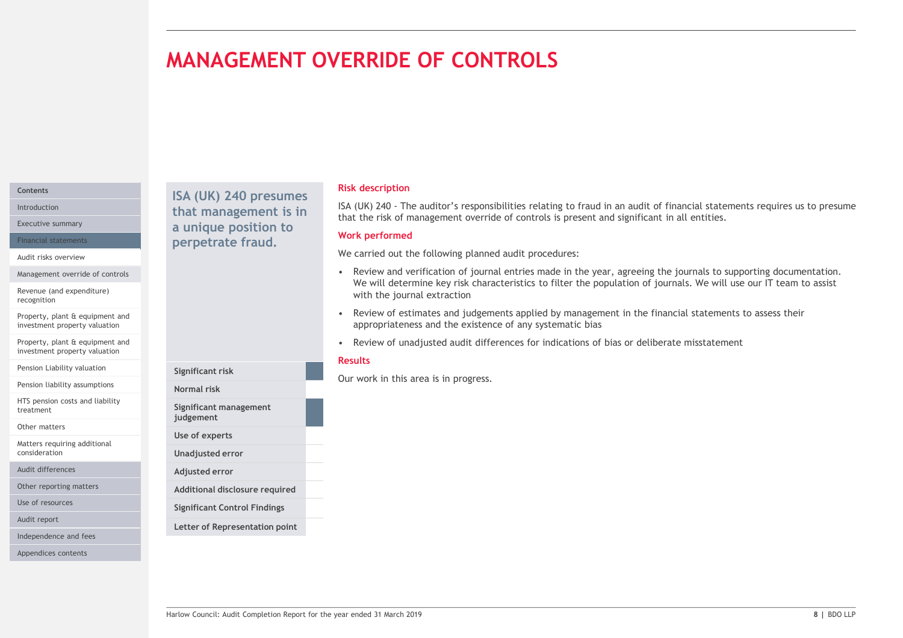# MANAGEMENT OVERRIDE OF CONTROLS

**ISA (UK) 240 presumes that management is in a unique position to perpetrate fraud.**

| | |
|---|---|
| Significant risk | ■ |
| Normal risk | |
| Significant management judgement | ■ |
| Use of experts | |
| Unadjusted error | |
| Adjusted error | |
| Additional disclosure required | |
| Significant Control Findings | |
| Letter of Representation point | |

### Risk description

ISA (UK) 240 - The auditor's responsibilities relating to fraud in an audit of financial statements requires us to presume that the risk of management override of controls is present and significant in all entities.

### Work performed

We carried out the following planned audit procedures:

- Review and verification of journal entries made in the year, agreeing the journals to supporting documentation. We will determine key risk characteristics to filter the population of journals. We will use our IT team to assist with the journal extraction
- Review of estimates and judgements applied by management in the financial statements to assess their appropriateness and the existence of any systematic bias
- Review of unadjusted audit differences for indications of bias or deliberate misstatement

### Results

Our work in this area is in progress.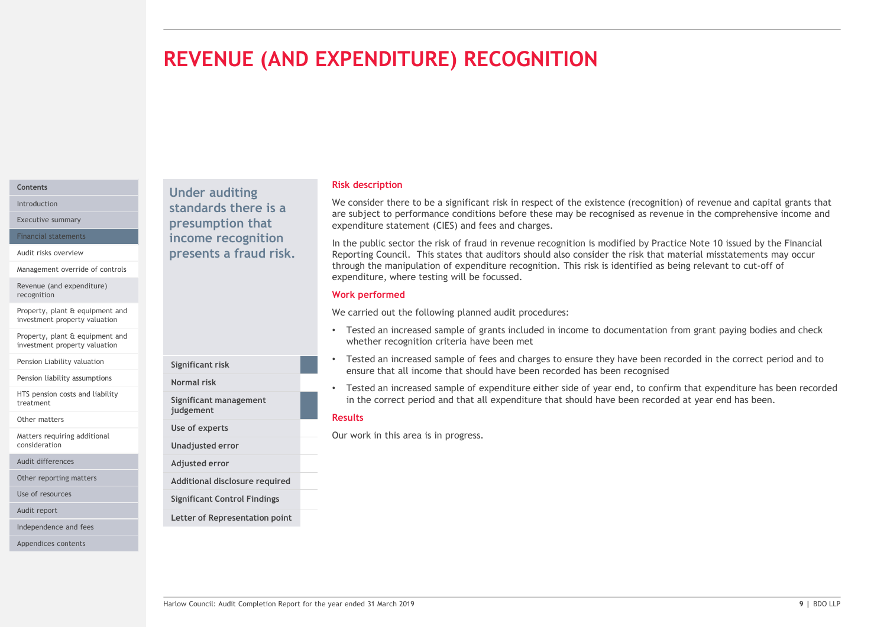# REVENUE (AND EXPENDITURE) RECOGNITION

**Under auditing standards there is a presumption that income recognition presents a fraud risk.**

| | |
|---|---|
| Significant risk | ■ |
| Normal risk | |
| Significant management judgement | ■ |
| Use of experts | |
| Unadjusted error | |
| Adjusted error | |
| Additional disclosure required | |
| Significant Control Findings | |
| Letter of Representation point | |

## Risk description

We consider there to be a significant risk in respect of the existence (recognition) of revenue and capital grants that are subject to performance conditions before these may be recognised as revenue in the comprehensive income and expenditure statement (CIES) and fees and charges.

In the public sector the risk of fraud in revenue recognition is modified by Practice Note 10 issued by the Financial Reporting Council. This states that auditors should also consider the risk that material misstatements may occur through the manipulation of expenditure recognition. This risk is identified as being relevant to cut-off of expenditure, where testing will be focussed.

## Work performed

We carried out the following planned audit procedures:

- Tested an increased sample of grants included in income to documentation from grant paying bodies and check whether recognition criteria have been met
- Tested an increased sample of fees and charges to ensure they have been recorded in the correct period and to ensure that all income that should have been recorded has been recognised
- Tested an increased sample of expenditure either side of year end, to confirm that expenditure has been recorded in the correct period and that all expenditure that should have been recorded at year end has been.

## Results

Our work in this area is in progress.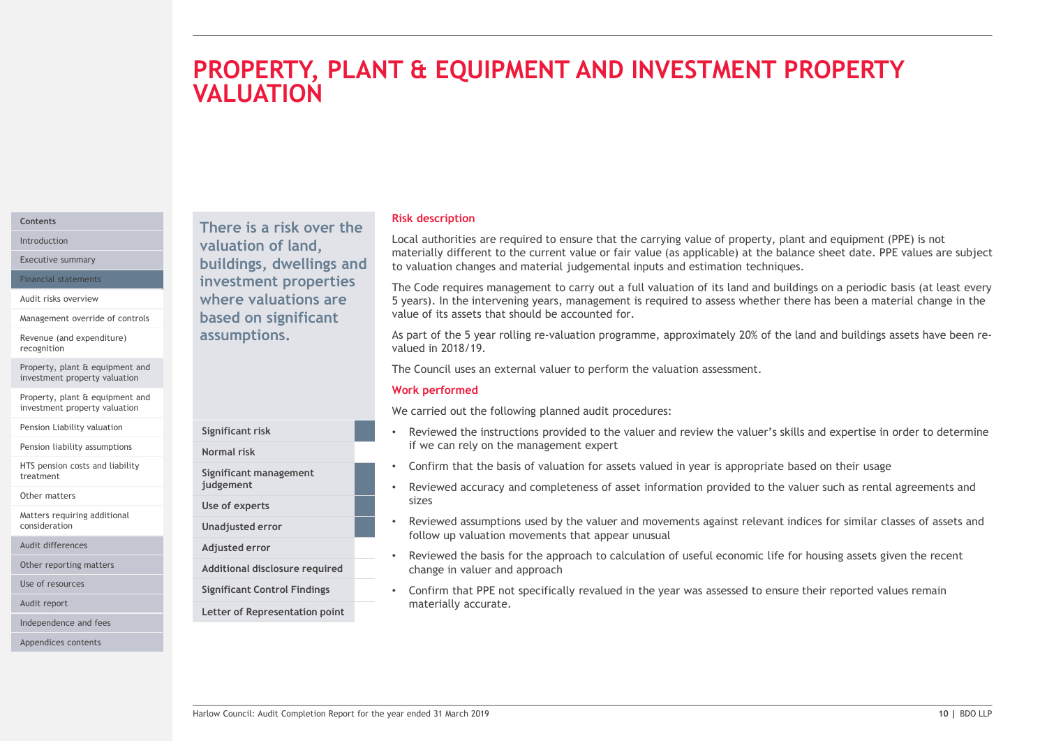# PROPERTY, PLANT & EQUIPMENT AND INVESTMENT PROPERTY VALUATION

**There is a risk over the valuation of land, buildings, dwellings and investment properties where valuations are based on significant assumptions.**

| | |
|---|---|
| Significant risk | ■ |
| Normal risk | |
| Significant management judgement | ■ |
| Use of experts | ■ |
| Unadjusted error | ■ |
| Adjusted error | |
| Additional disclosure required | |
| Significant Control Findings | |
| Letter of Representation point | |

### Risk description

Local authorities are required to ensure that the carrying value of property, plant and equipment (PPE) is not materially different to the current value or fair value (as applicable) at the balance sheet date. PPE values are subject to valuation changes and material judgemental inputs and estimation techniques.

The Code requires management to carry out a full valuation of its land and buildings on a periodic basis (at least every 5 years). In the intervening years, management is required to assess whether there has been a material change in the value of its assets that should be accounted for.

As part of the 5 year rolling re-valuation programme, approximately 20% of the land and buildings assets have been re-valued in 2018/19.

The Council uses an external valuer to perform the valuation assessment.

### Work performed

We carried out the following planned audit procedures:

- Reviewed the instructions provided to the valuer and review the valuer's skills and expertise in order to determine if we can rely on the management expert
- Confirm that the basis of valuation for assets valued in year is appropriate based on their usage
- Reviewed accuracy and completeness of asset information provided to the valuer such as rental agreements and sizes
- Reviewed assumptions used by the valuer and movements against relevant indices for similar classes of assets and follow up valuation movements that appear unusual
- Reviewed the basis for the approach to calculation of useful economic life for housing assets given the recent change in valuer and approach
- Confirm that PPE not specifically revalued in the year was assessed to ensure their reported values remain materially accurate.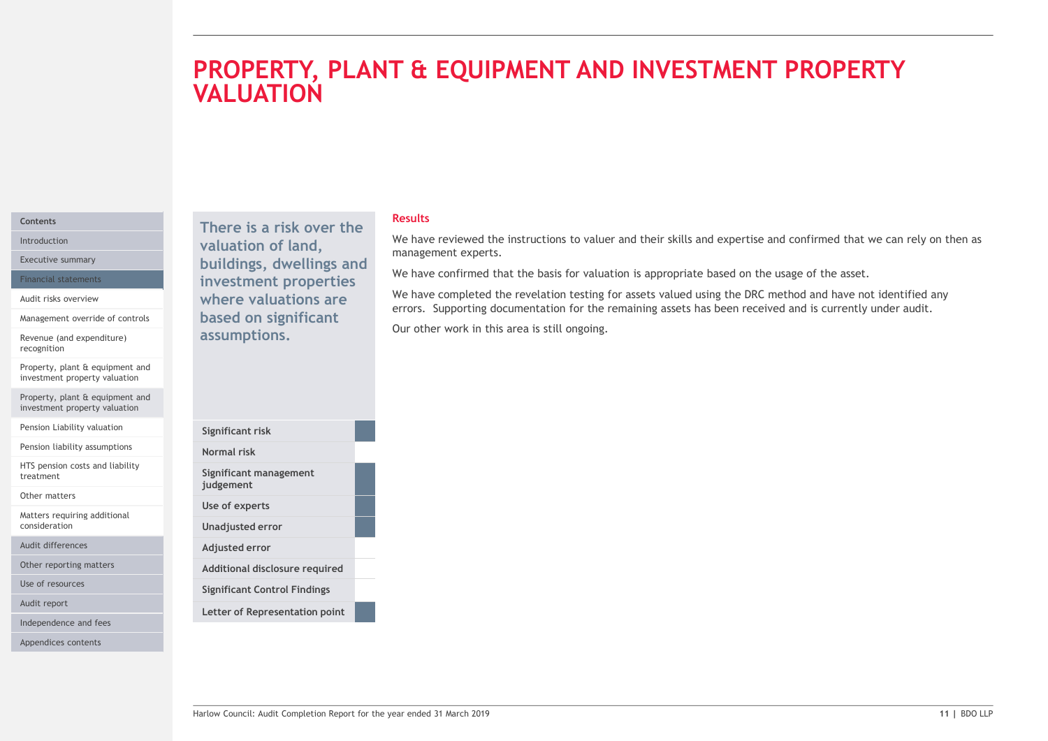# PROPERTY, PLANT & EQUIPMENT AND INVESTMENT PROPERTY VALUATION

**There is a risk over the valuation of land, buildings, dwellings and investment properties where valuations are based on significant assumptions.**

| | |
|---|---|
| Significant risk | ■ |
| Normal risk | |
| Significant management judgement | ■ |
| Use of experts | ■ |
| Unadjusted error | ■ |
| Adjusted error | |
| Additional disclosure required | |
| Significant Control Findings | |
| Letter of Representation point | ■ |

## Results

We have reviewed the instructions to valuer and their skills and expertise and confirmed that we can rely on then as management experts.

We have confirmed that the basis for valuation is appropriate based on the usage of the asset.

We have completed the revelation testing for assets valued using the DRC method and have not identified any errors. Supporting documentation for the remaining assets has been received and is currently under audit.

Our other work in this area is still ongoing.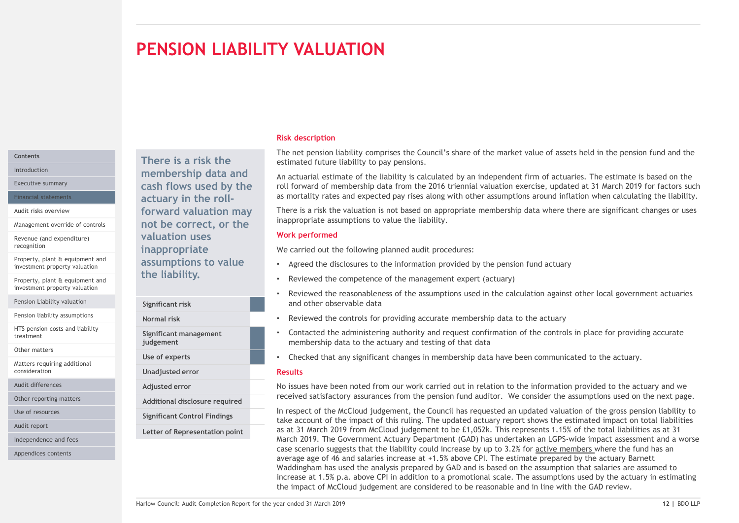# PENSION LIABILITY VALUATION

**There is a risk the membership data and cash flows used by the actuary in the roll-forward valuation may not be correct, or the valuation uses inappropriate assumptions to value the liability.**

| | |
|---|---|
| **Significant risk** | ■ |
| **Normal risk** | |
| **Significant management judgement** | ■ |
| **Use of experts** | ■ |
| **Unadjusted error** | |
| **Adjusted error** | |
| **Additional disclosure required** | |
| **Significant Control Findings** | |
| **Letter of Representation point** | |

## Risk description

The net pension liability comprises the Council's share of the market value of assets held in the pension fund and the estimated future liability to pay pensions.

An actuarial estimate of the liability is calculated by an independent firm of actuaries. The estimate is based on the roll forward of membership data from the 2016 triennial valuation exercise, updated at 31 March 2019 for factors such as mortality rates and expected pay rises along with other assumptions around inflation when calculating the liability.

There is a risk the valuation is not based on appropriate membership data where there are significant changes or uses inappropriate assumptions to value the liability.

## Work performed

We carried out the following planned audit procedures:

- Agreed the disclosures to the information provided by the pension fund actuary
- Reviewed the competence of the management expert (actuary)
- Reviewed the reasonableness of the assumptions used in the calculation against other local government actuaries and other observable data
- Reviewed the controls for providing accurate membership data to the actuary
- Contacted the administering authority and request confirmation of the controls in place for providing accurate membership data to the actuary and testing of that data
- Checked that any significant changes in membership data have been communicated to the actuary.

## Results

No issues have been noted from our work carried out in relation to the information provided to the actuary and we received satisfactory assurances from the pension fund auditor. We consider the assumptions used on the next page.

In respect of the McCloud judgement, the Council has requested an updated valuation of the gross pension liability to take account of the impact of this ruling. The updated actuary report shows the estimated impact on total liabilities as at 31 March 2019 from McCloud judgement to be £1,052k. This represents 1.15% of the total liabilities as at 31 March 2019. The Government Actuary Department (GAD) has undertaken an LGPS-wide impact assessment and a worse case scenario suggests that the liability could increase by up to 3.2% for active members where the fund has an average age of 46 and salaries increase at +1.5% above CPI. The estimate prepared by the actuary Barnett Waddingham has used the analysis prepared by GAD and is based on the assumption that salaries are assumed to increase at 1.5% p.a. above CPI in addition to a promotional scale. The assumptions used by the actuary in estimating the impact of McCloud judgement are considered to be reasonable and in line with the GAD review.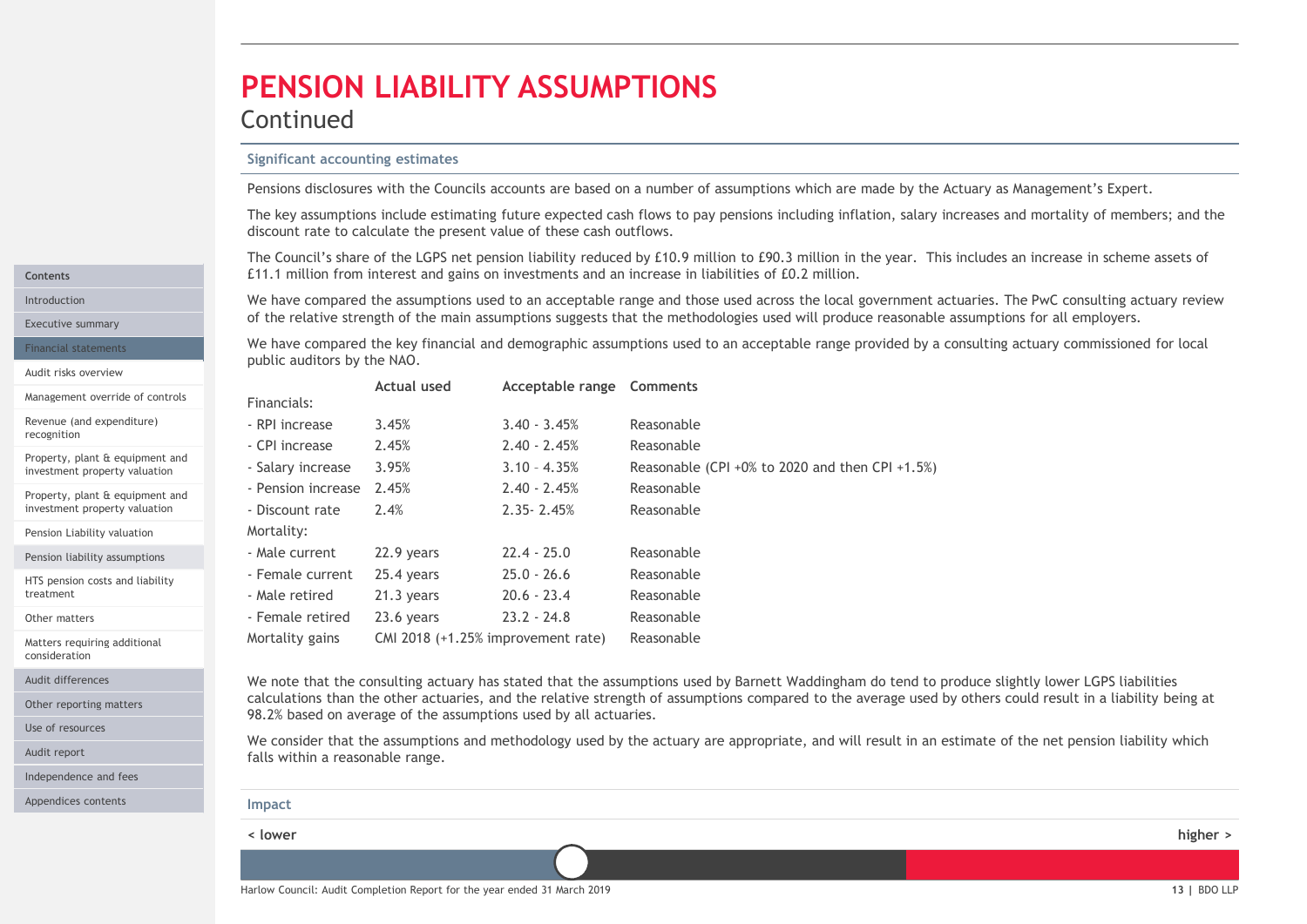# PENSION LIABILITY ASSUMPTIONS

Continued

### Significant accounting estimates

Pensions disclosures with the Councils accounts are based on a number of assumptions which are made by the Actuary as Management's Expert.

The key assumptions include estimating future expected cash flows to pay pensions including inflation, salary increases and mortality of members; and the discount rate to calculate the present value of these cash outflows.

The Council's share of the LGPS net pension liability reduced by £10.9 million to £90.3 million in the year. This includes an increase in scheme assets of £11.1 million from interest and gains on investments and an increase in liabilities of £0.2 million.

We have compared the assumptions used to an acceptable range and those used across the local government actuaries. The PwC consulting actuary review of the relative strength of the main assumptions suggests that the methodologies used will produce reasonable assumptions for all employers.

We have compared the key financial and demographic assumptions used to an acceptable range provided by a consulting actuary commissioned for local public auditors by the NAO.

| | Actual used | Acceptable range | Comments |
|---|---|---|---|
| Financials: | | | |
| - RPI increase | 3.45% | 3.40 - 3.45% | Reasonable |
| - CPI increase | 2.45% | 2.40 - 2.45% | Reasonable |
| - Salary increase | 3.95% | 3.10 – 4.35% | Reasonable (CPI +0% to 2020 and then CPI +1.5%) |
| - Pension increase | 2.45% | 2.40 - 2.45% | Reasonable |
| - Discount rate | 2.4% | 2.35- 2.45% | Reasonable |
| Mortality: | | | |
| - Male current | 22.9 years | 22.4 - 25.0 | Reasonable |
| - Female current | 25.4 years | 25.0 - 26.6 | Reasonable |
| - Male retired | 21.3 years | 20.6 - 23.4 | Reasonable |
| - Female retired | 23.6 years | 23.2 - 24.8 | Reasonable |
| Mortality gains | CMI 2018 (+1.25% improvement rate) | | Reasonable |

We note that the consulting actuary has stated that the assumptions used by Barnett Waddingham do tend to produce slightly lower LGPS liabilities calculations than the other actuaries, and the relative strength of assumptions compared to the average used by others could result in a liability being at 98.2% based on average of the assumptions used by all actuaries.

We consider that the assumptions and methodology used by the actuary are appropriate, and will result in an estimate of the net pension liability which falls within a reasonable range.

### Impact

< lower — higher >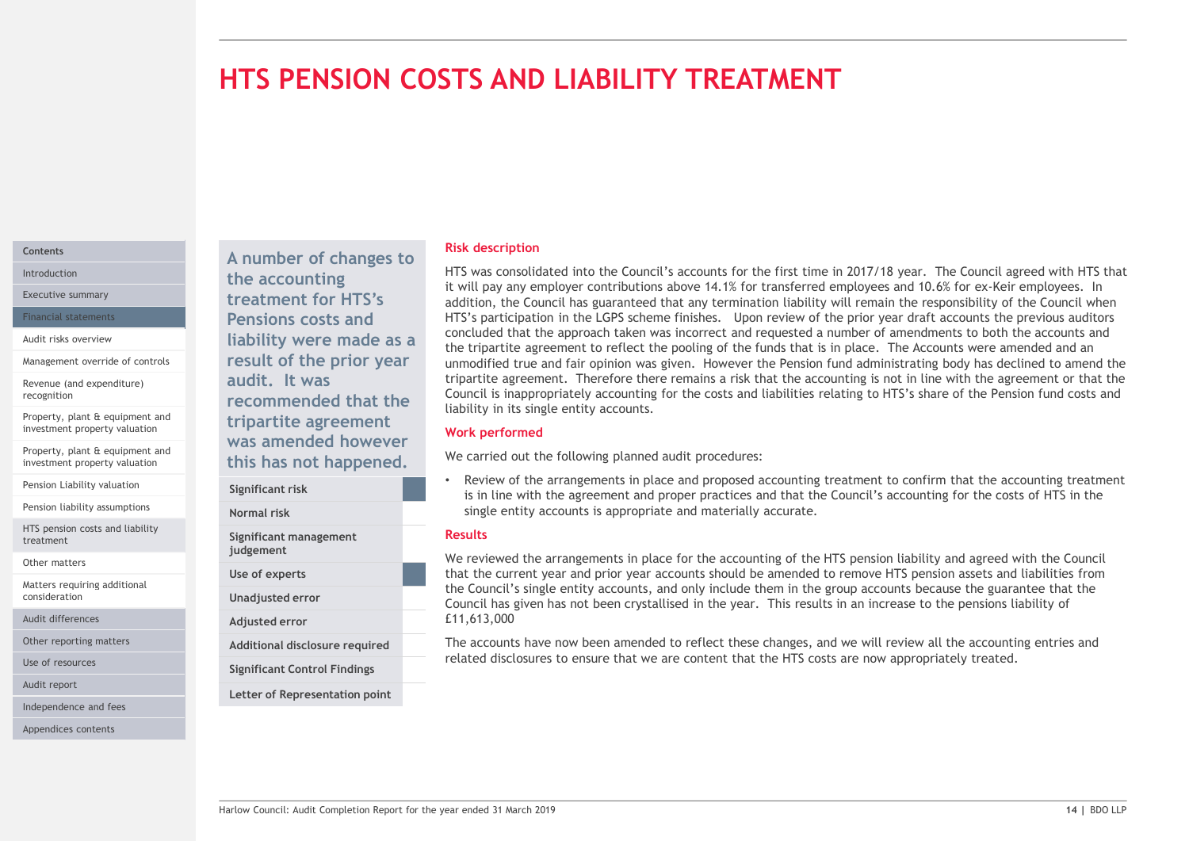# HTS PENSION COSTS AND LIABILITY TREATMENT

Contents

- Introduction
- Executive summary
- Financial statements
- Audit risks overview
- Management override of controls
- Revenue (and expenditure) recognition
- Property, plant & equipment and investment property valuation
- Property, plant & equipment and investment property valuation
- Pension Liability valuation
- Pension liability assumptions
- HTS pension costs and liability treatment
- Other matters
- Matters requiring additional consideration
- Audit differences
- Other reporting matters
- Use of resources
- Audit report
- Independence and fees
- Appendices contents

**A number of changes to the accounting treatment for HTS's Pensions costs and liability were made as a result of the prior year audit. It was recommended that the tripartite agreement was amended however this has not happened.**

| | |
|---|---|
| Significant risk | ■ |
| Normal risk | |
| Significant management judgement | |
| Use of experts | ■ |
| Unadjusted error | |
| Adjusted error | |
| Additional disclosure required | |
| Significant Control Findings | |
| Letter of Representation point | |

### Risk description

HTS was consolidated into the Council's accounts for the first time in 2017/18 year. The Council agreed with HTS that it will pay any employer contributions above 14.1% for transferred employees and 10.6% for ex-Keir employees. In addition, the Council has guaranteed that any termination liability will remain the responsibility of the Council when HTS's participation in the LGPS scheme finishes. Upon review of the prior year draft accounts the previous auditors concluded that the approach taken was incorrect and requested a number of amendments to both the accounts and the tripartite agreement to reflect the pooling of the funds that is in place. The Accounts were amended and an unmodified true and fair opinion was given. However the Pension fund administrating body has declined to amend the tripartite agreement. Therefore there remains a risk that the accounting is not in line with the agreement or that the Council is inappropriately accounting for the costs and liabilities relating to HTS's share of the Pension fund costs and liability in its single entity accounts.

### Work performed

We carried out the following planned audit procedures:

- Review of the arrangements in place and proposed accounting treatment to confirm that the accounting treatment is in line with the agreement and proper practices and that the Council's accounting for the costs of HTS in the single entity accounts is appropriate and materially accurate.

### Results

We reviewed the arrangements in place for the accounting of the HTS pension liability and agreed with the Council that the current year and prior year accounts should be amended to remove HTS pension assets and liabilities from the Council's single entity accounts, and only include them in the group accounts because the guarantee that the Council has given has not been crystallised in the year. This results in an increase to the pensions liability of £11,613,000

The accounts have now been amended to reflect these changes, and we will review all the accounting entries and related disclosures to ensure that we are content that the HTS costs are now appropriately treated.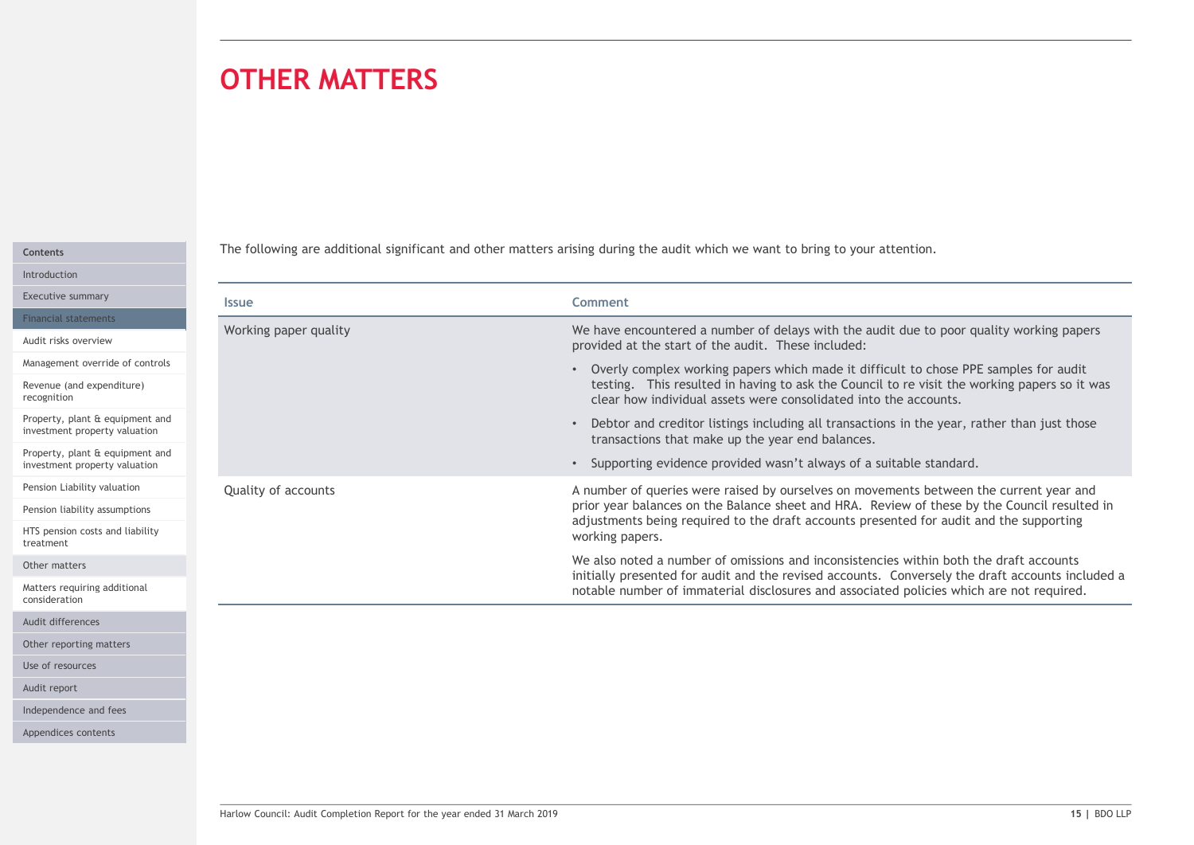# OTHER MATTERS

The following are additional significant and other matters arising during the audit which we want to bring to your attention.

| Issue | Comment |
| --- | --- |
| Working paper quality | We have encountered a number of delays with the audit due to poor quality working papers provided at the start of the audit. These included:<br>• Overly complex working papers which made it difficult to chose PPE samples for audit testing. This resulted in having to ask the Council to re visit the working papers so it was clear how individual assets were consolidated into the accounts.<br>• Debtor and creditor listings including all transactions in the year, rather than just those transactions that make up the year end balances.<br>• Supporting evidence provided wasn't always of a suitable standard. |
| Quality of accounts | A number of queries were raised by ourselves on movements between the current year and prior year balances on the Balance sheet and HRA. Review of these by the Council resulted in adjustments being required to the draft accounts presented for audit and the supporting working papers.<br><br>We also noted a number of omissions and inconsistencies within both the draft accounts initially presented for audit and the revised accounts. Conversely the draft accounts included a notable number of immaterial disclosures and associated policies which are not required. |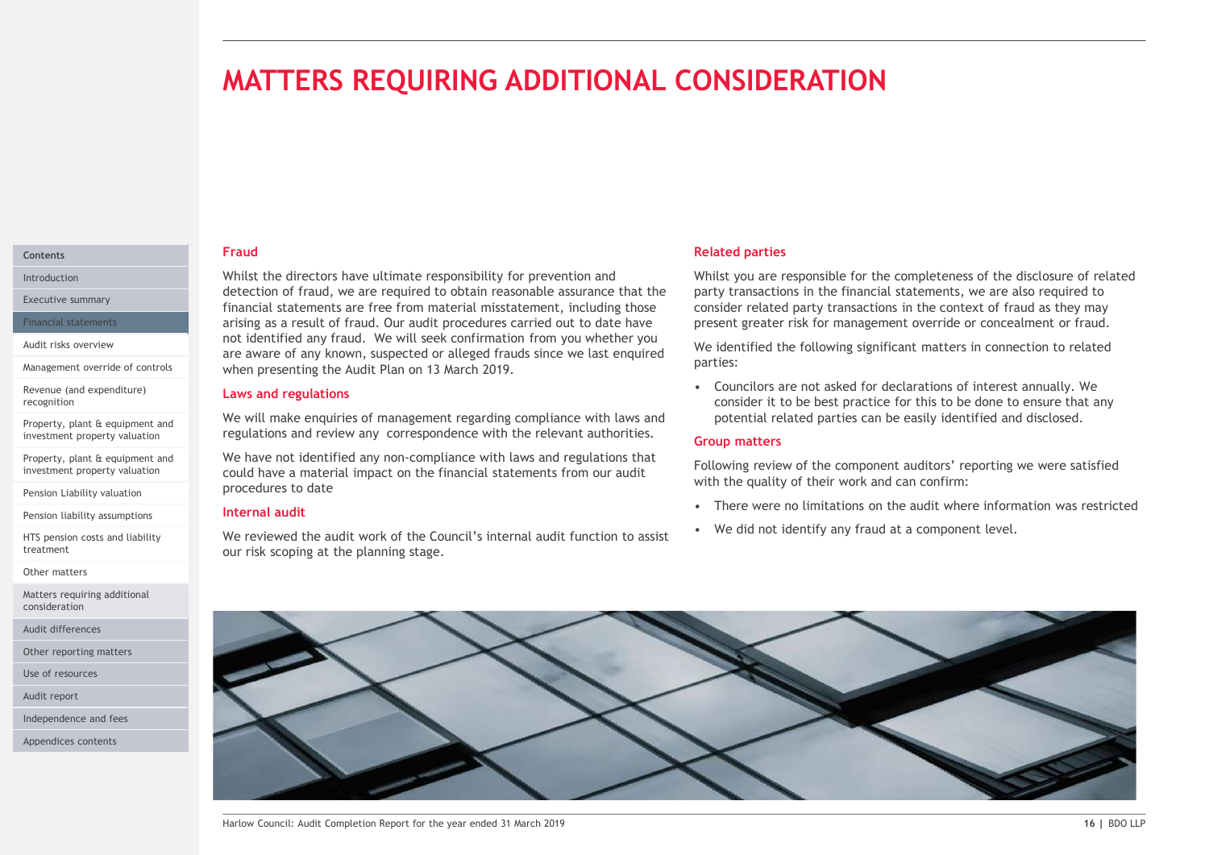# MATTERS REQUIRING ADDITIONAL CONSIDERATION

## Fraud

Whilst the directors have ultimate responsibility for prevention and detection of fraud, we are required to obtain reasonable assurance that the financial statements are free from material misstatement, including those arising as a result of fraud. Our audit procedures carried out to date have not identified any fraud. We will seek confirmation from you whether you are aware of any known, suspected or alleged frauds since we last enquired when presenting the Audit Plan on 13 March 2019.

## Laws and regulations

We will make enquiries of management regarding compliance with laws and regulations and review any correspondence with the relevant authorities.

We have not identified any non-compliance with laws and regulations that could have a material impact on the financial statements from our audit procedures to date

## Internal audit

We reviewed the audit work of the Council's internal audit function to assist our risk scoping at the planning stage.

## Related parties

Whilst you are responsible for the completeness of the disclosure of related party transactions in the financial statements, we are also required to consider related party transactions in the context of fraud as they may present greater risk for management override or concealment or fraud.

We identified the following significant matters in connection to related parties:

- Councilors are not asked for declarations of interest annually. We consider it to be best practice for this to be done to ensure that any potential related parties can be easily identified and disclosed.

## Group matters

Following review of the component auditors' reporting we were satisfied with the quality of their work and can confirm:

- There were no limitations on the audit where information was restricted
- We did not identify any fraud at a component level.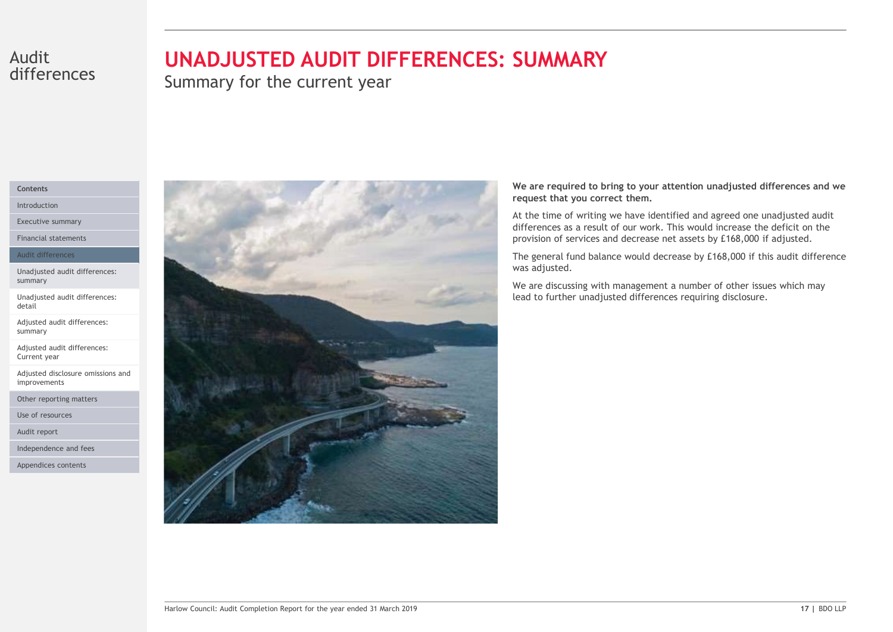# UNADJUSTED AUDIT DIFFERENCES: SUMMARY

Summary for the current year

**We are required to bring to your attention unadjusted differences and we request that you correct them.**

At the time of writing we have identified and agreed one unadjusted audit differences as a result of our work. This would increase the deficit on the provision of services and decrease net assets by £168,000 if adjusted.

The general fund balance would decrease by £168,000 if this audit difference was adjusted.

We are discussing with management a number of other issues which may lead to further unadjusted differences requiring disclosure.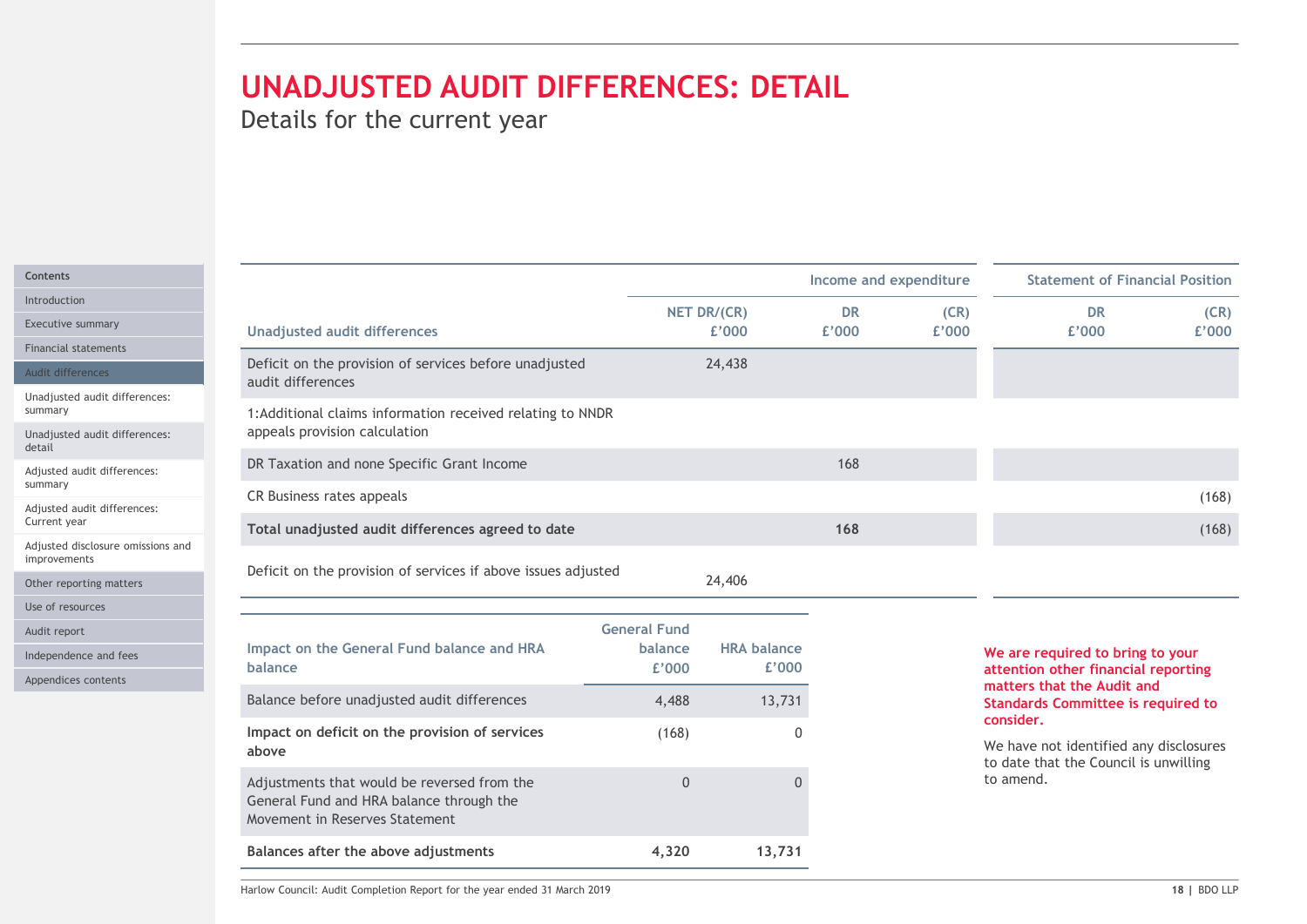# UNADJUSTED AUDIT DIFFERENCES: DETAIL

Details for the current year

| Unadjusted audit differences | NET DR/(CR) £'000 | Income and expenditure DR £'000 | Income and expenditure (CR) £'000 | Statement of Financial Position DR £'000 | Statement of Financial Position (CR) £'000 |
|---|---|---|---|---|---|
| Deficit on the provision of services before unadjusted audit differences | 24,438 | | | | |
| 1:Additional claims information received relating to NNDR appeals provision calculation | | | | | |
| DR Taxation and none Specific Grant Income | | 168 | | | |
| CR Business rates appeals | | | | | (168) |
| **Total unadjusted audit differences agreed to date** | | **168** | | | (168) |
| Deficit on the provision of services if above issues adjusted | 24,406 | | | | |

| Impact on the General Fund balance and HRA balance | General Fund balance £'000 | HRA balance £'000 |
|---|---|---|
| Balance before unadjusted audit differences | 4,488 | 13,731 |
| **Impact on deficit on the provision of services above** | (168) | 0 |
| Adjustments that would be reversed from the General Fund and HRA balance through the Movement in Reserves Statement | 0 | 0 |
| **Balances after the above adjustments** | **4,320** | **13,731** |

**We are required to bring to your attention other financial reporting matters that the Audit and Standards Committee is required to consider.**

We have not identified any disclosures to date that the Council is unwilling to amend.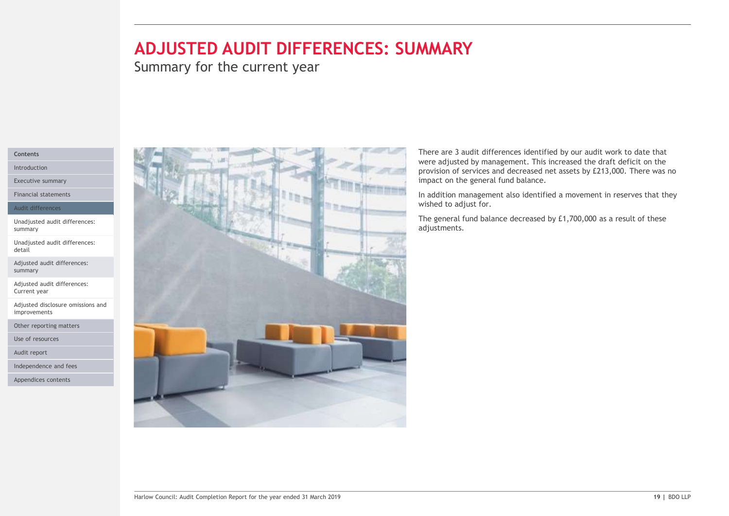# ADJUSTED AUDIT DIFFERENCES: SUMMARY

## Summary for the current year

There are 3 audit differences identified by our audit work to date that were adjusted by management. This increased the draft deficit on the provision of services and decreased net assets by £213,000. There was no impact on the general fund balance.

In addition management also identified a movement in reserves that they wished to adjust for.

The general fund balance decreased by £1,700,000 as a result of these adjustments.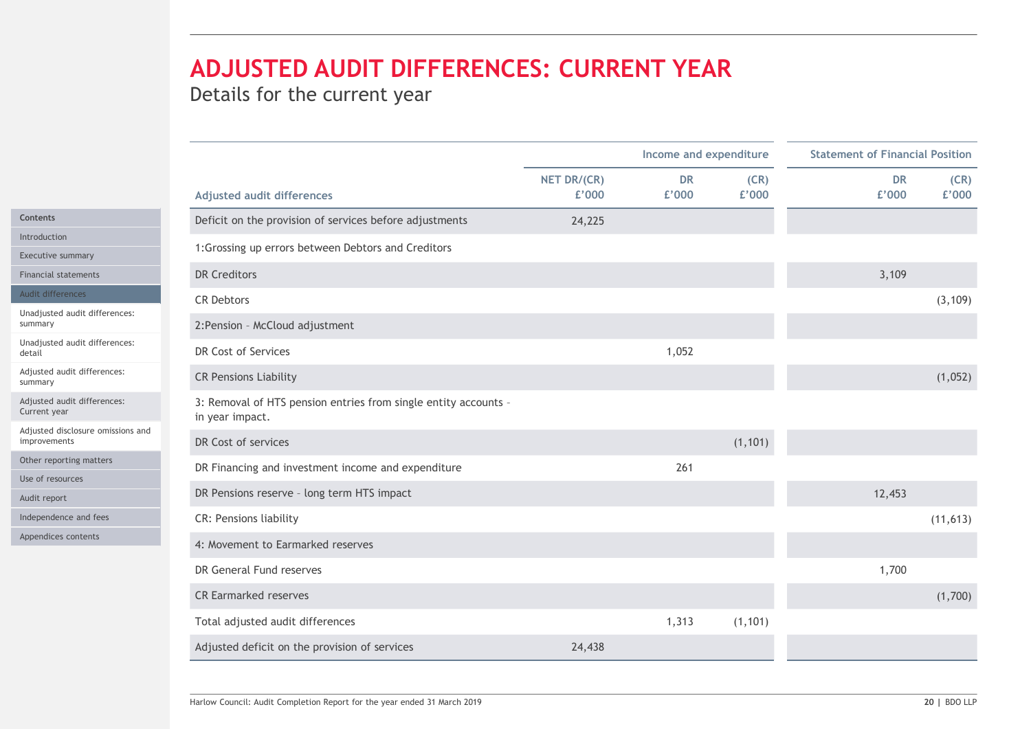# ADJUSTED AUDIT DIFFERENCES: CURRENT YEAR

Details for the current year

| Adjusted audit differences | NET DR/(CR) £'000 | Income and expenditure DR £'000 | Income and expenditure (CR) £'000 | Statement of Financial Position DR £'000 | Statement of Financial Position (CR) £'000 |
|---|---|---|---|---|---|
| Deficit on the provision of services before adjustments | 24,225 | | | | |
| 1:Grossing up errors between Debtors and Creditors | | | | | |
| DR Creditors | | | | 3,109 | |
| CR Debtors | | | | | (3,109) |
| 2:Pension – McCloud adjustment | | | | | |
| DR Cost of Services | | 1,052 | | | |
| CR Pensions Liability | | | | | (1,052) |
| 3: Removal of HTS pension entries from single entity accounts – in year impact. | | | | | |
| DR Cost of services | | | (1,101) | | |
| DR Financing and investment income and expenditure | | 261 | | | |
| DR Pensions reserve – long term HTS impact | | | | 12,453 | |
| CR: Pensions liability | | | | | (11,613) |
| 4: Movement to Earmarked reserves | | | | | |
| DR General Fund reserves | | | | 1,700 | |
| CR Earmarked reserves | | | | | (1,700) |
| Total adjusted audit differences | | 1,313 | (1,101) | | |
| Adjusted deficit on the provision of services | 24,438 | | | | |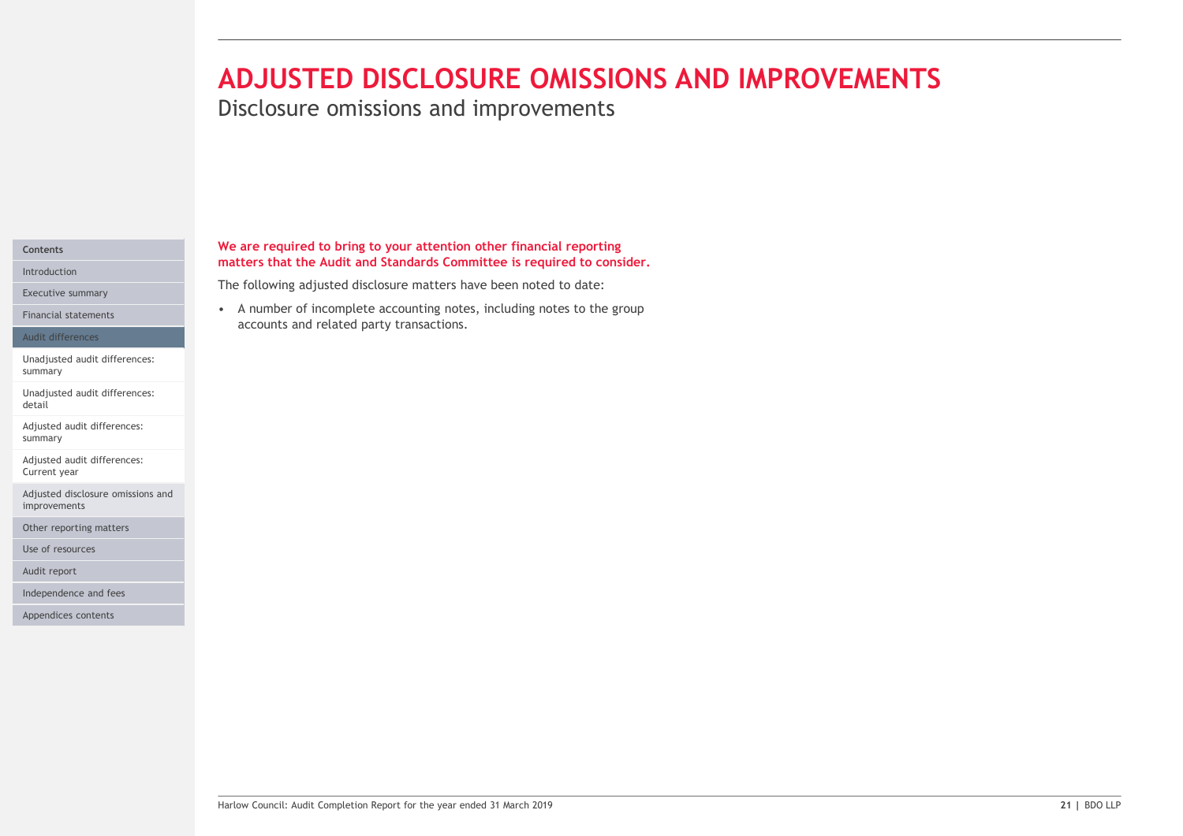# ADJUSTED DISCLOSURE OMISSIONS AND IMPROVEMENTS

## Disclosure omissions and improvements

**We are required to bring to your attention other financial reporting matters that the Audit and Standards Committee is required to consider.**

The following adjusted disclosure matters have been noted to date:

- A number of incomplete accounting notes, including notes to the group accounts and related party transactions.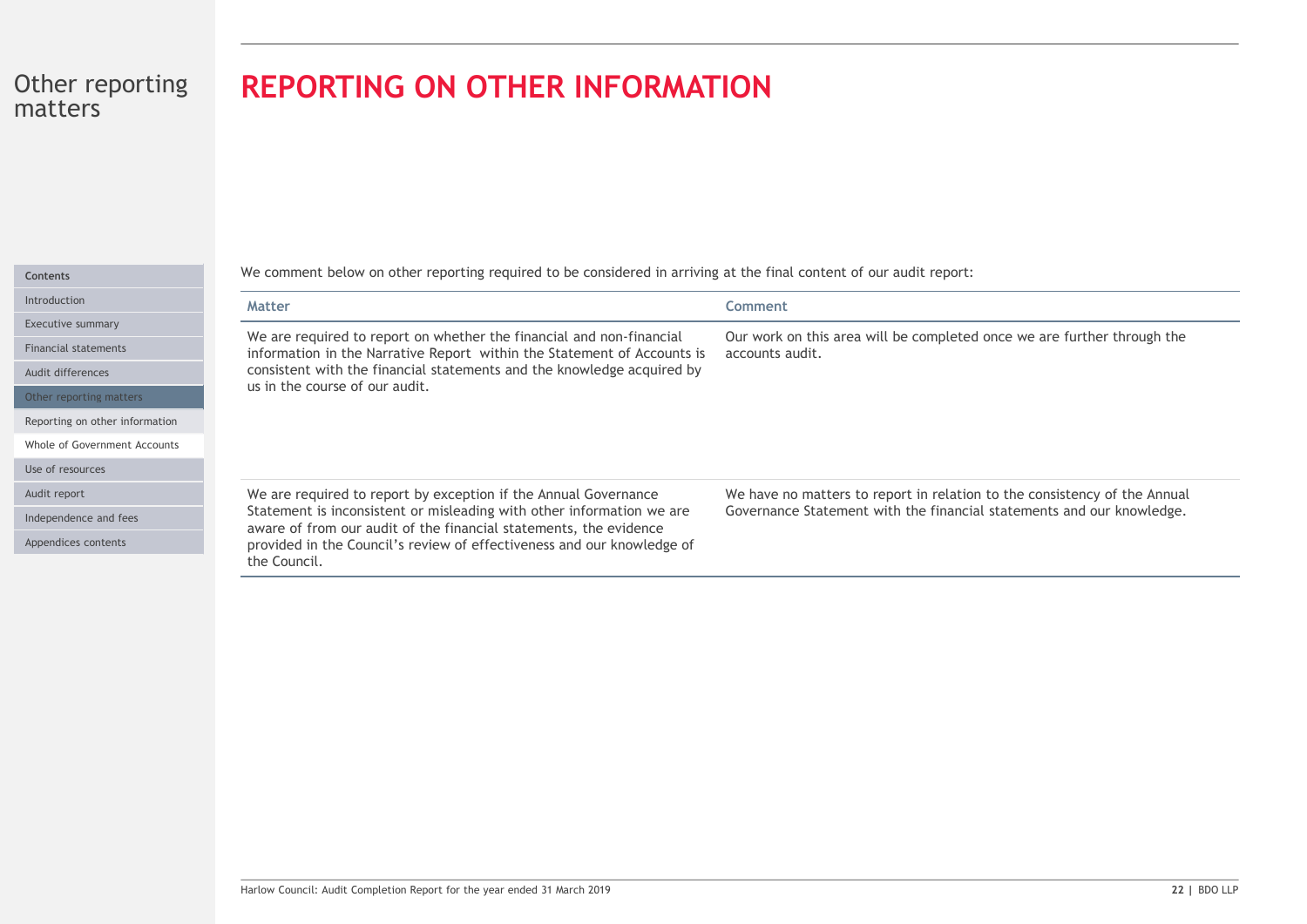# Other reporting matters

## REPORTING ON OTHER INFORMATION

| Contents |
|---|
| Introduction |
| Executive summary |
| Financial statements |
| Audit differences |
| Other reporting matters |
| Reporting on other information |
| Whole of Government Accounts |
| Use of resources |
| Audit report |
| Independence and fees |
| Appendices contents |

We comment below on other reporting required to be considered in arriving at the final content of our audit report:

| Matter | Comment |
|---|---|
| We are required to report on whether the financial and non-financial information in the Narrative Report within the Statement of Accounts is consistent with the financial statements and the knowledge acquired by us in the course of our audit. | Our work on this area will be completed once we are further through the accounts audit. |
| We are required to report by exception if the Annual Governance Statement is inconsistent or misleading with other information we are aware of from our audit of the financial statements, the evidence provided in the Council's review of effectiveness and our knowledge of the Council. | We have no matters to report in relation to the consistency of the Annual Governance Statement with the financial statements and our knowledge. |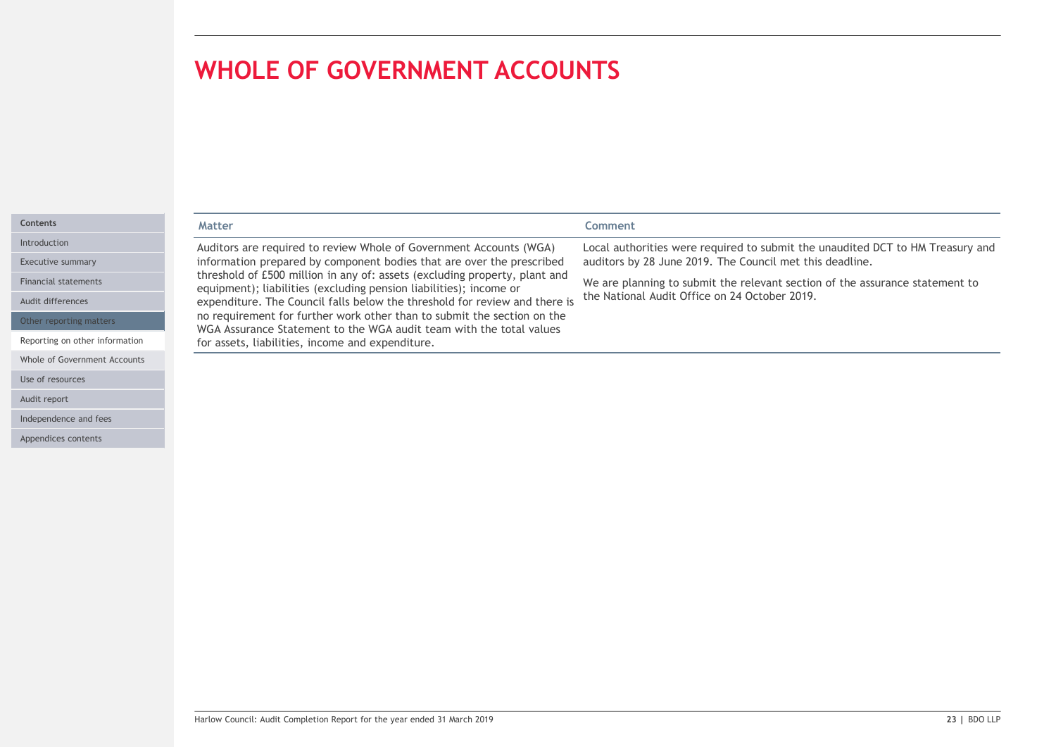# WHOLE OF GOVERNMENT ACCOUNTS

| Matter | Comment |
|---|---|
| Auditors are required to review Whole of Government Accounts (WGA) information prepared by component bodies that are over the prescribed threshold of £500 million in any of: assets (excluding property, plant and equipment); liabilities (excluding pension liabilities); income or expenditure. The Council falls below the threshold for review and there is no requirement for further work other than to submit the section on the WGA Assurance Statement to the WGA audit team with the total values for assets, liabilities, income and expenditure. | Local authorities were required to submit the unaudited DCT to HM Treasury and auditors by 28 June 2019. The Council met this deadline.<br><br>We are planning to submit the relevant section of the assurance statement to the National Audit Office on 24 October 2019. |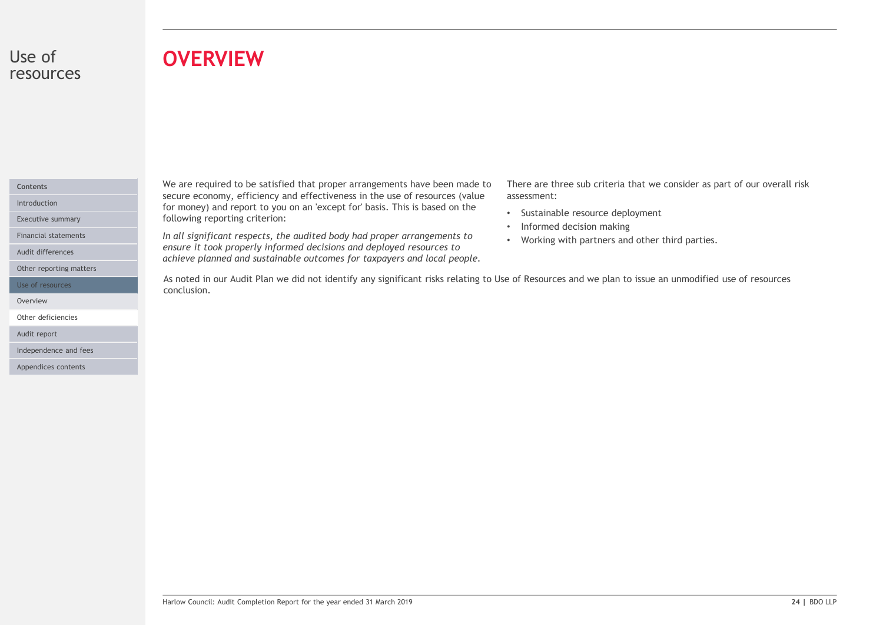# Use of resources

## OVERVIEW

We are required to be satisfied that proper arrangements have been made to secure economy, efficiency and effectiveness in the use of resources (value for money) and report to you on an 'except for' basis. This is based on the following reporting criterion:

*In all significant respects, the audited body had proper arrangements to ensure it took properly informed decisions and deployed resources to achieve planned and sustainable outcomes for taxpayers and local people.*

There are three sub criteria that we consider as part of our overall risk assessment:

- Sustainable resource deployment
- Informed decision making
- Working with partners and other third parties.

As noted in our Audit Plan we did not identify any significant risks relating to Use of Resources and we plan to issue an unmodified use of resources conclusion.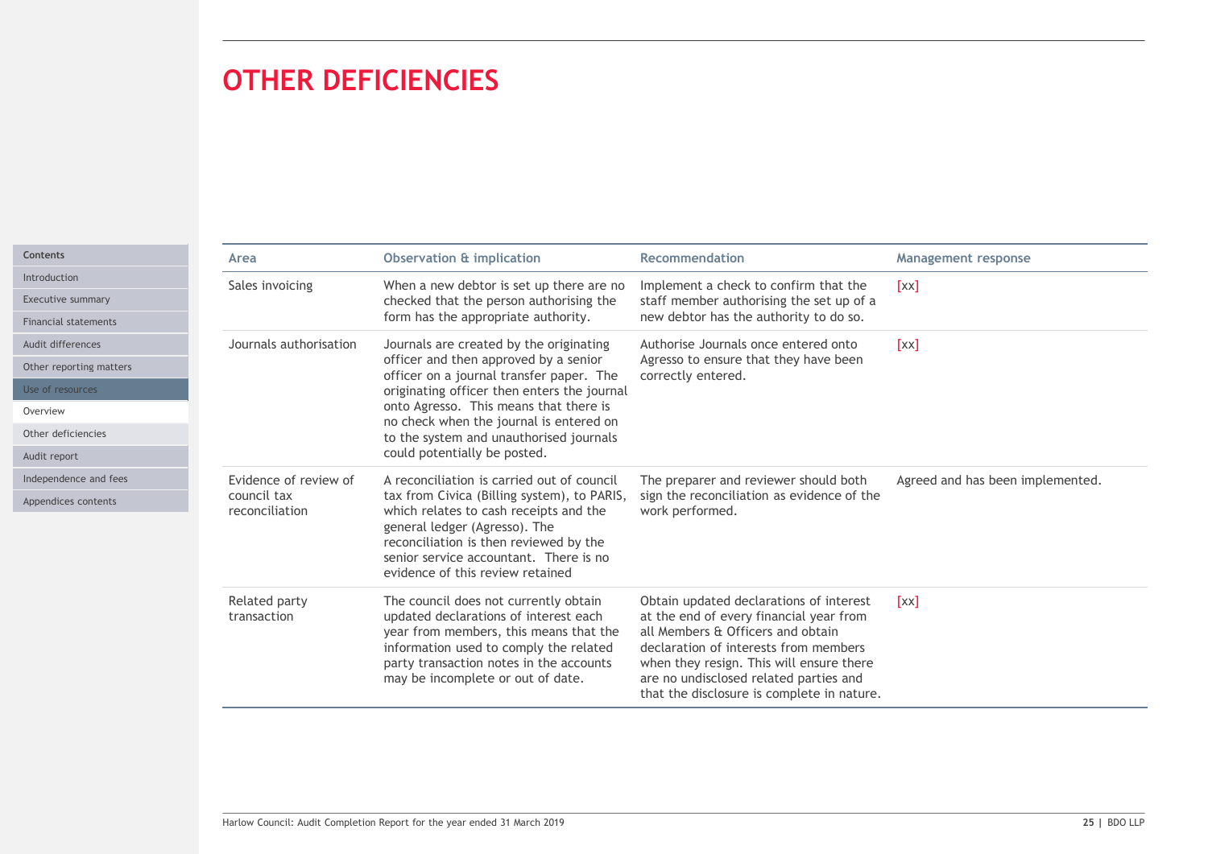# OTHER DEFICIENCIES

| Area | Observation & implication | Recommendation | Management response |
|---|---|---|---|
| Sales invoicing | When a new debtor is set up there are no checked that the person authorising the form has the appropriate authority. | Implement a check to confirm that the staff member authorising the set up of a new debtor has the authority to do so. | [xx] |
| Journals authorisation | Journals are created by the originating officer and then approved by a senior officer on a journal transfer paper. The originating officer then enters the journal onto Agresso. This means that there is no check when the journal is entered on to the system and unauthorised journals could potentially be posted. | Authorise Journals once entered onto Agresso to ensure that they have been correctly entered. | [xx] |
| Evidence of review of council tax reconciliation | A reconciliation is carried out of council tax from Civica (Billing system), to PARIS, which relates to cash receipts and the general ledger (Agresso). The reconciliation is then reviewed by the senior service accountant. There is no evidence of this review retained | The preparer and reviewer should both sign the reconciliation as evidence of the work performed. | Agreed and has been implemented. |
| Related party transaction | The council does not currently obtain updated declarations of interest each year from members, this means that the information used to comply the related party transaction notes in the accounts may be incomplete or out of date. | Obtain updated declarations of interest at the end of every financial year from all Members & Officers and obtain declaration of interests from members when they resign. This will ensure there are no undisclosed related parties and that the disclosure is complete in nature. | [xx] |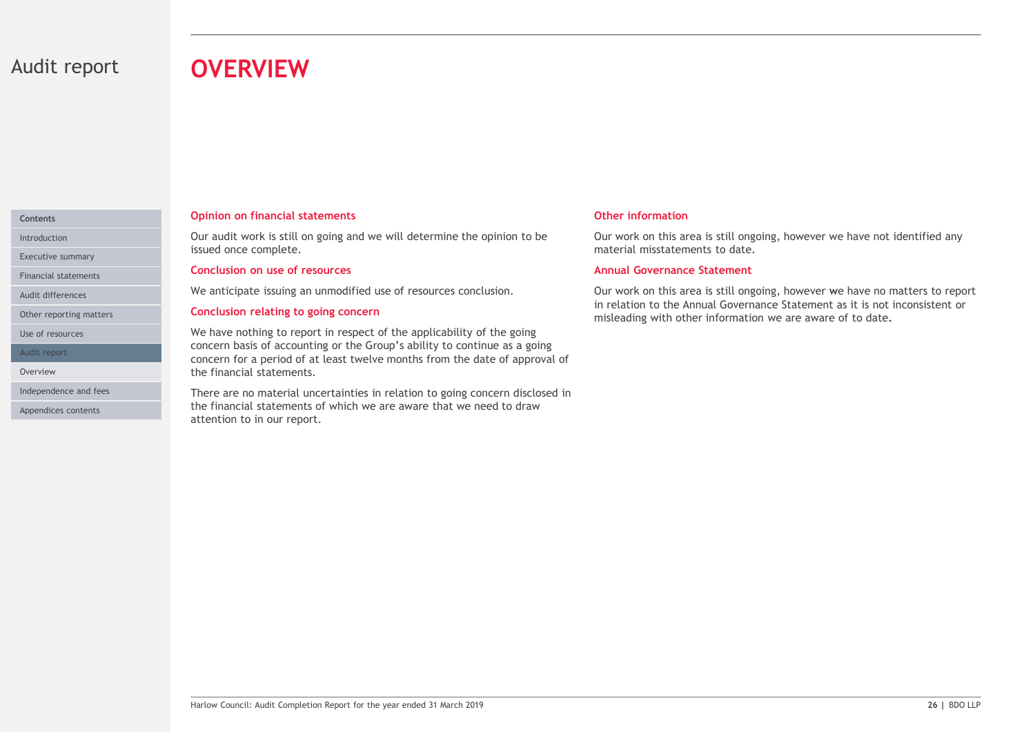# Audit report

## OVERVIEW

### Opinion on financial statements

Our audit work is still on going and we will determine the opinion to be issued once complete.

### Conclusion on use of resources

We anticipate issuing an unmodified use of resources conclusion.

### Conclusion relating to going concern

We have nothing to report in respect of the applicability of the going concern basis of accounting or the Group's ability to continue as a going concern for a period of at least twelve months from the date of approval of the financial statements.

There are no material uncertainties in relation to going concern disclosed in the financial statements of which we are aware that we need to draw attention to in our report.

### Other information

Our work on this area is still ongoing, however we have not identified any material misstatements to date.

### Annual Governance Statement

Our work on this area is still ongoing, however we have no matters to report in relation to the Annual Governance Statement as it is not inconsistent or misleading with other information we are aware of to date.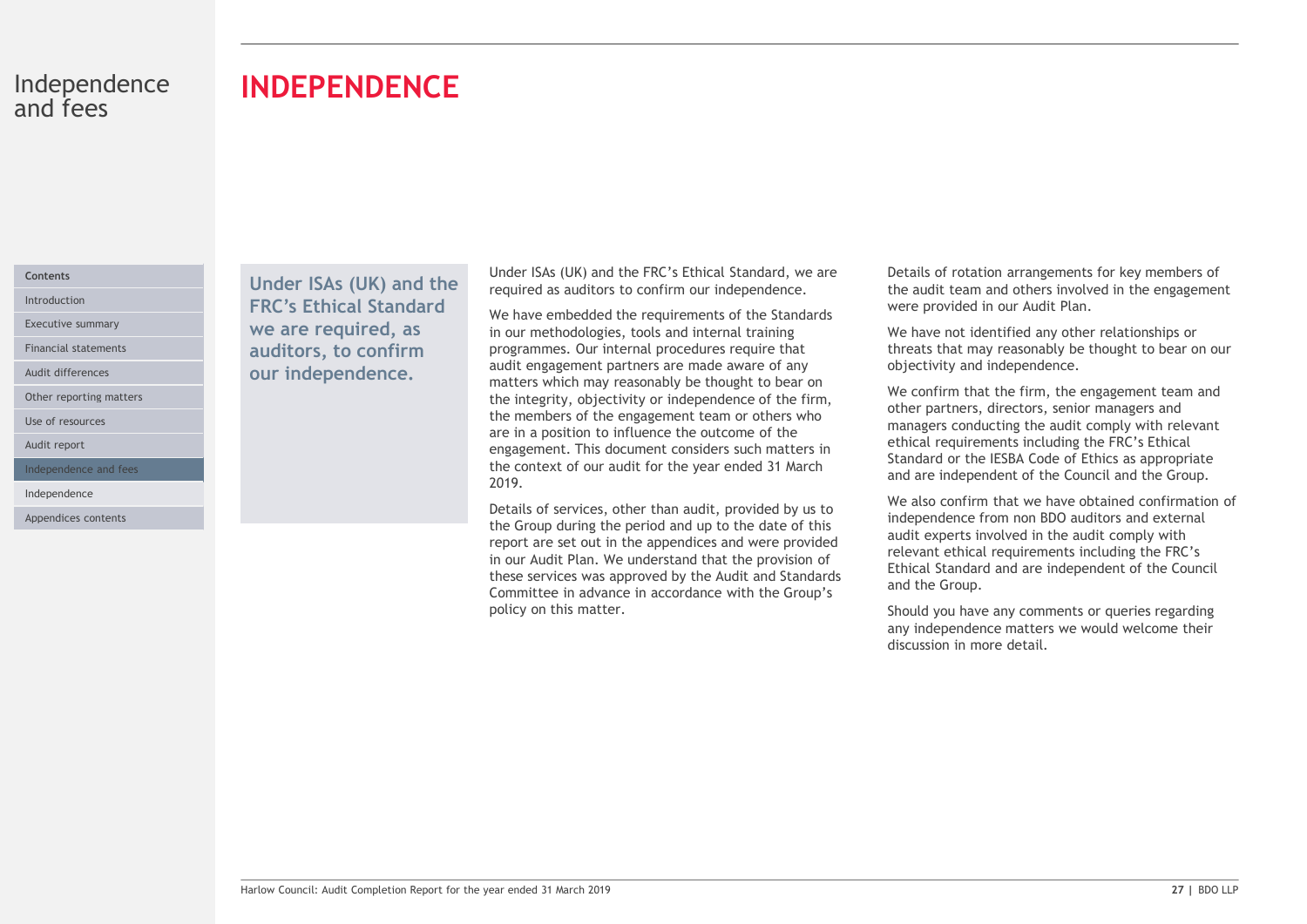# INDEPENDENCE

**Under ISAs (UK) and the FRC's Ethical Standard we are required, as auditors, to confirm our independence.**

Under ISAs (UK) and the FRC's Ethical Standard, we are required as auditors to confirm our independence.

We have embedded the requirements of the Standards in our methodologies, tools and internal training programmes. Our internal procedures require that audit engagement partners are made aware of any matters which may reasonably be thought to bear on the integrity, objectivity or independence of the firm, the members of the engagement team or others who are in a position to influence the outcome of the engagement. This document considers such matters in the context of our audit for the year ended 31 March 2019.

Details of services, other than audit, provided by us to the Group during the period and up to the date of this report are set out in the appendices and were provided in our Audit Plan. We understand that the provision of these services was approved by the Audit and Standards Committee in advance in accordance with the Group's policy on this matter.

Details of rotation arrangements for key members of the audit team and others involved in the engagement were provided in our Audit Plan.

We have not identified any other relationships or threats that may reasonably be thought to bear on our objectivity and independence.

We confirm that the firm, the engagement team and other partners, directors, senior managers and managers conducting the audit comply with relevant ethical requirements including the FRC's Ethical Standard or the IESBA Code of Ethics as appropriate and are independent of the Council and the Group.

We also confirm that we have obtained confirmation of independence from non BDO auditors and external audit experts involved in the audit comply with relevant ethical requirements including the FRC's Ethical Standard and are independent of the Council and the Group.

Should you have any comments or queries regarding any independence matters we would welcome their discussion in more detail.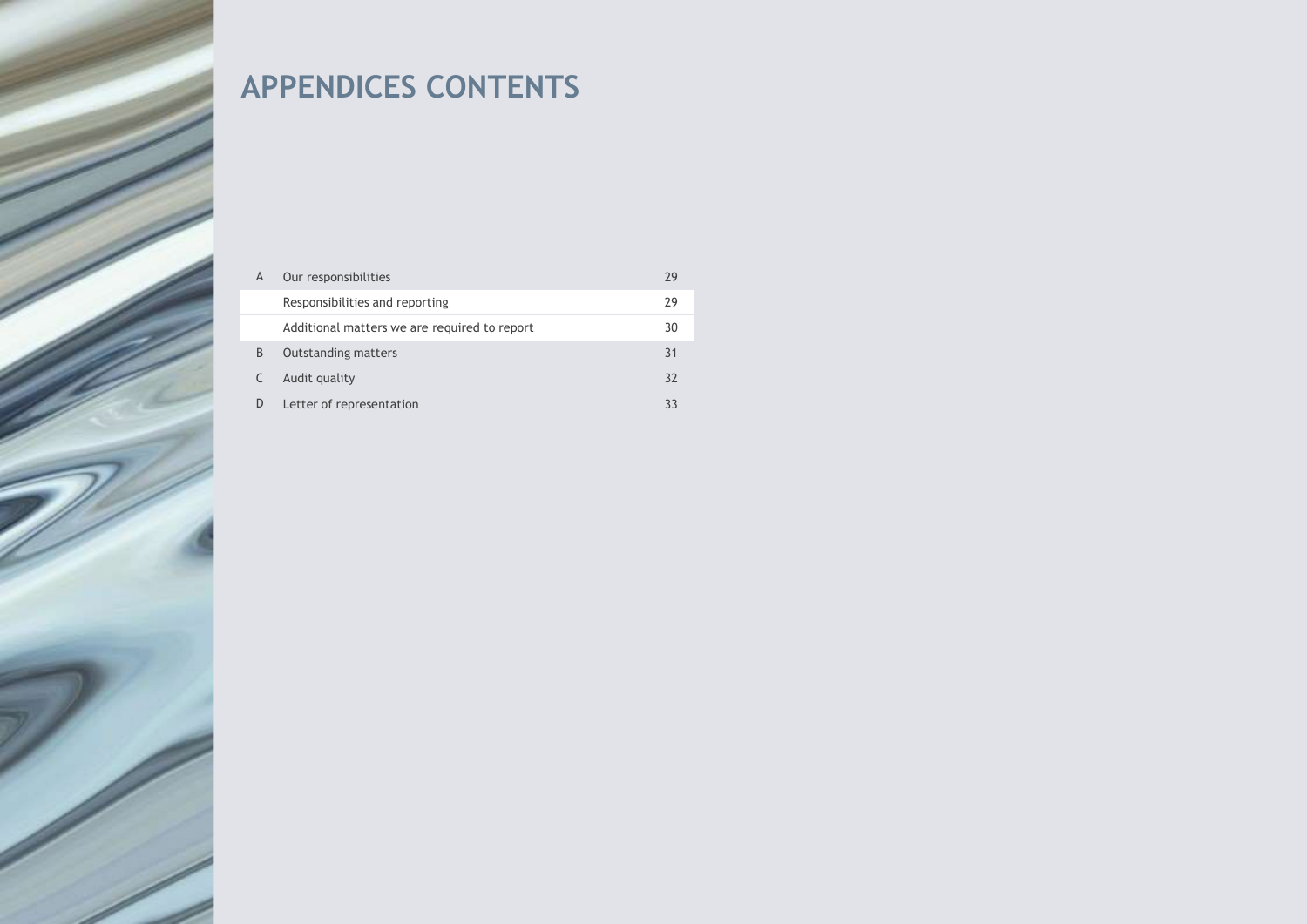# APPENDICES CONTENTS

| | | |
|---|---|---|
| A | Our responsibilities | 29 |
| | Responsibilities and reporting | 29 |
| | Additional matters we are required to report | 30 |
| B | Outstanding matters | 31 |
| C | Audit quality | 32 |
| D | Letter of representation | 33 |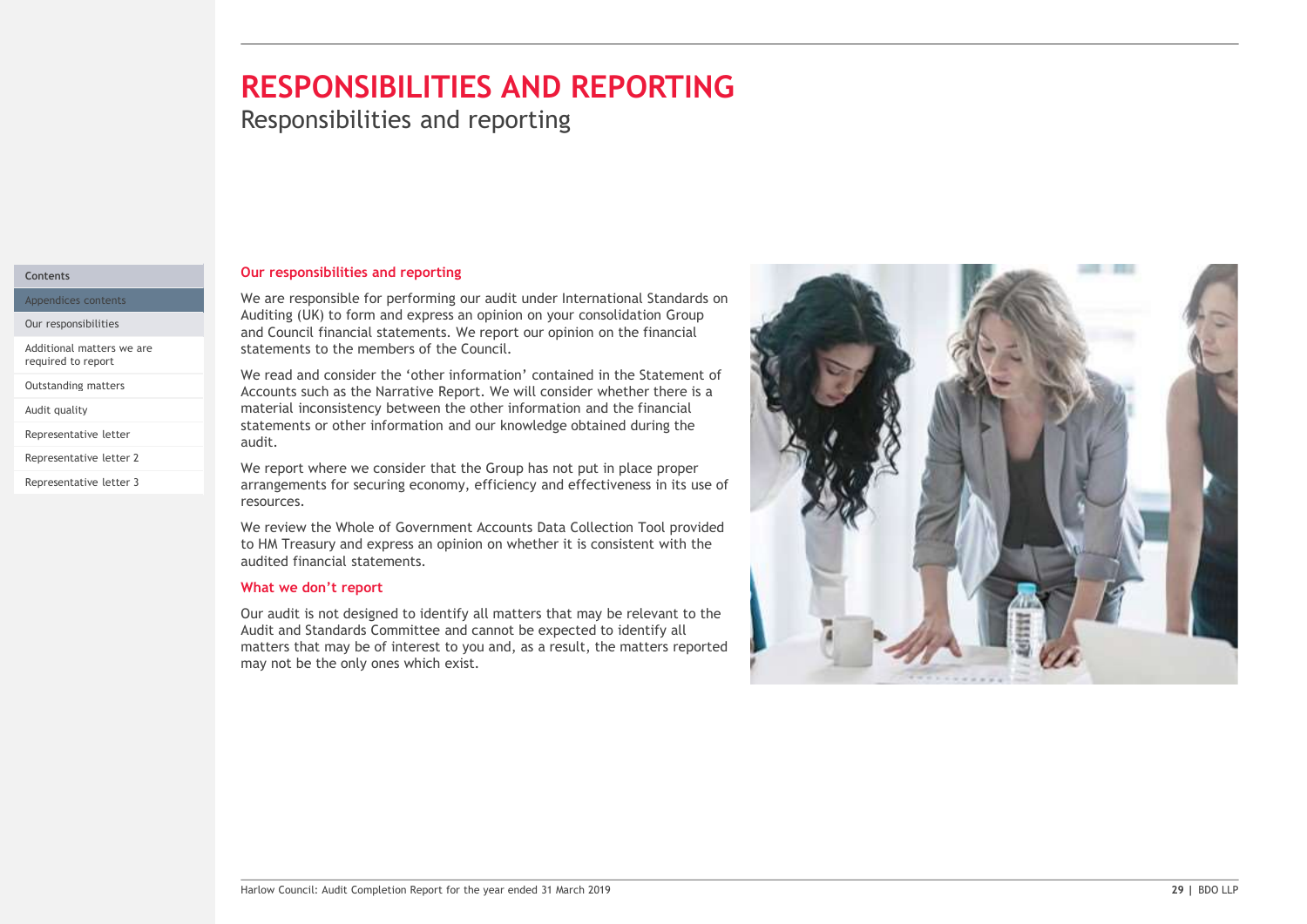# RESPONSIBILITIES AND REPORTING

Responsibilities and reporting

Contents

- Appendices contents
- Our responsibilities
- Additional matters we are required to report
- Outstanding matters
- Audit quality
- Representative letter
- Representative letter 2
- Representative letter 3

## Our responsibilities and reporting

We are responsible for performing our audit under International Standards on Auditing (UK) to form and express an opinion on your consolidation Group and Council financial statements. We report our opinion on the financial statements to the members of the Council.

We read and consider the 'other information' contained in the Statement of Accounts such as the Narrative Report. We will consider whether there is a material inconsistency between the other information and the financial statements or other information and our knowledge obtained during the audit.

We report where we consider that the Group has not put in place proper arrangements for securing economy, efficiency and effectiveness in its use of resources.

We review the Whole of Government Accounts Data Collection Tool provided to HM Treasury and express an opinion on whether it is consistent with the audited financial statements.

## What we don't report

Our audit is not designed to identify all matters that may be relevant to the Audit and Standards Committee and cannot be expected to identify all matters that may be of interest to you and, as a result, the matters reported may not be the only ones which exist.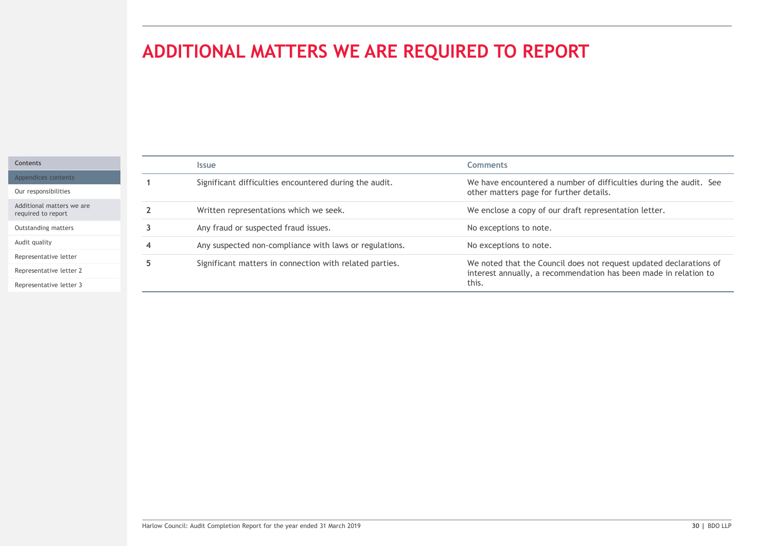# ADDITIONAL MATTERS WE ARE REQUIRED TO REPORT

| | Issue | Comments |
|---|---|---|
| 1 | Significant difficulties encountered during the audit. | We have encountered a number of difficulties during the audit. See other matters page for further details. |
| 2 | Written representations which we seek. | We enclose a copy of our draft representation letter. |
| 3 | Any fraud or suspected fraud issues. | No exceptions to note. |
| 4 | Any suspected non-compliance with laws or regulations. | No exceptions to note. |
| 5 | Significant matters in connection with related parties. | We noted that the Council does not request updated declarations of interest annually, a recommendation has been made in relation to this. |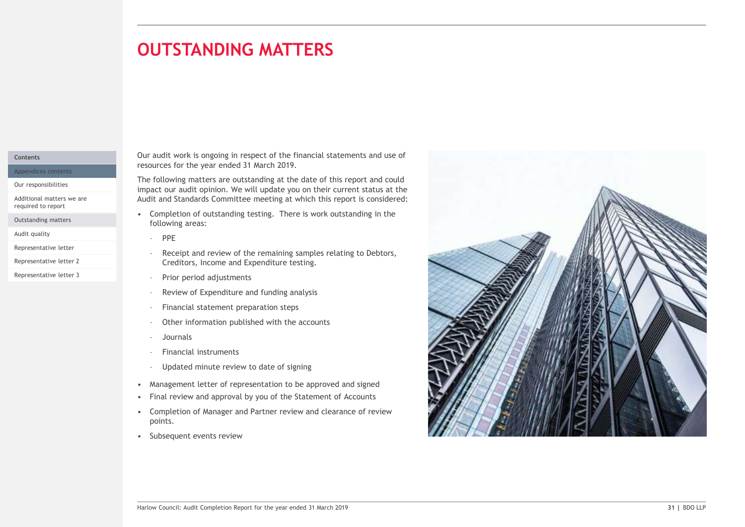# OUTSTANDING MATTERS

Our audit work is ongoing in respect of the financial statements and use of resources for the year ended 31 March 2019.

The following matters are outstanding at the date of this report and could impact our audit opinion. We will update you on their current status at the Audit and Standards Committee meeting at which this report is considered:

- Completion of outstanding testing. There is work outstanding in the following areas:
  - PPE
  - Receipt and review of the remaining samples relating to Debtors, Creditors, Income and Expenditure testing.
  - Prior period adjustments
  - Review of Expenditure and funding analysis
  - Financial statement preparation steps
  - Other information published with the accounts
  - Journals
  - Financial instruments
  - Updated minute review to date of signing
- Management letter of representation to be approved and signed
- Final review and approval by you of the Statement of Accounts
- Completion of Manager and Partner review and clearance of review points.
- Subsequent events review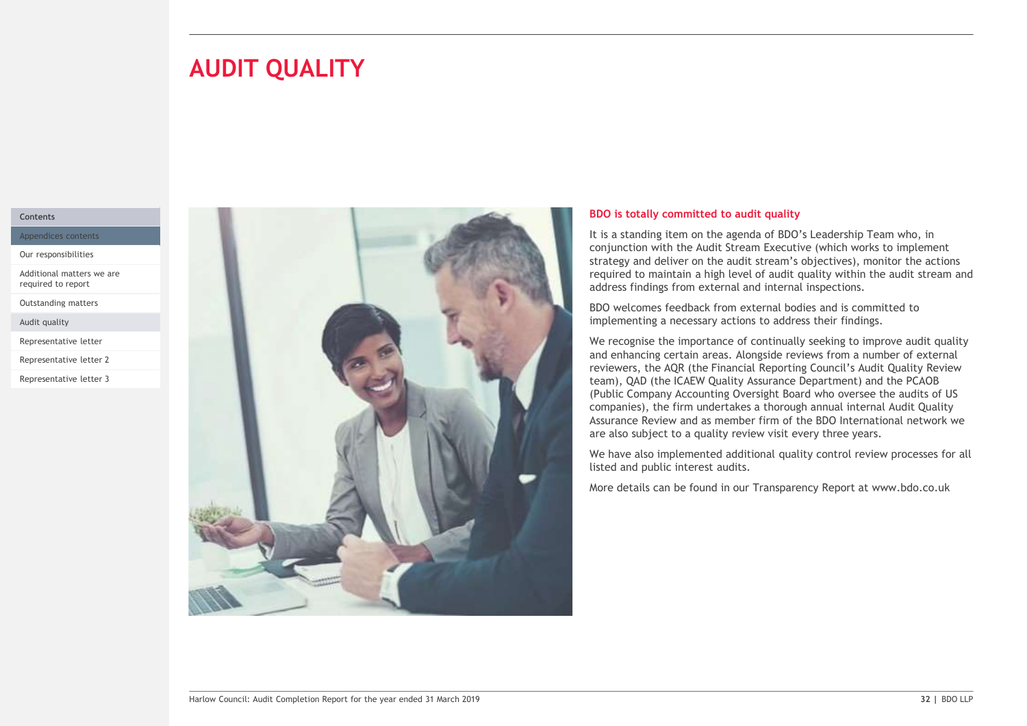# AUDIT QUALITY

**BDO is totally committed to audit quality**

It is a standing item on the agenda of BDO's Leadership Team who, in conjunction with the Audit Stream Executive (which works to implement strategy and deliver on the audit stream's objectives), monitor the actions required to maintain a high level of audit quality within the audit stream and address findings from external and internal inspections.

BDO welcomes feedback from external bodies and is committed to implementing a necessary actions to address their findings.

We recognise the importance of continually seeking to improve audit quality and enhancing certain areas. Alongside reviews from a number of external reviewers, the AQR (the Financial Reporting Council's Audit Quality Review team), QAD (the ICAEW Quality Assurance Department) and the PCAOB (Public Company Accounting Oversight Board who oversee the audits of US companies), the firm undertakes a thorough annual internal Audit Quality Assurance Review and as member firm of the BDO International network we are also subject to a quality review visit every three years.

We have also implemented additional quality control review processes for all listed and public interest audits.

More details can be found in our Transparency Report at www.bdo.co.uk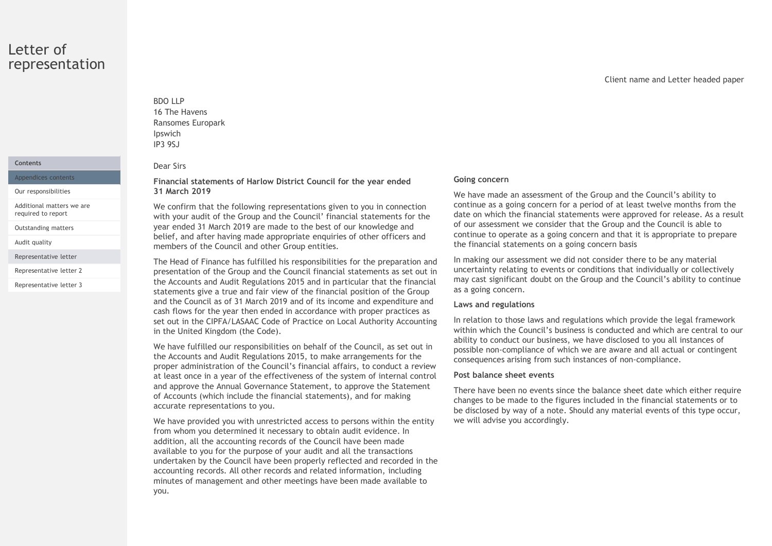# Letter of representation

Client name and Letter headed paper

BDO LLP
16 The Havens
Ransomes Europark
Ipswich
IP3 9SJ

Dear Sirs

**Financial statements of Harlow District Council for the year ended 31 March 2019**

We confirm that the following representations given to you in connection with your audit of the Group and the Council' financial statements for the year ended 31 March 2019 are made to the best of our knowledge and belief, and after having made appropriate enquiries of other officers and members of the Council and other Group entities.

The Head of Finance has fulfilled his responsibilities for the preparation and presentation of the Group and the Council financial statements as set out in the Accounts and Audit Regulations 2015 and in particular that the financial statements give a true and fair view of the financial position of the Group and the Council as of 31 March 2019 and of its income and expenditure and cash flows for the year then ended in accordance with proper practices as set out in the CIPFA/LASAAC Code of Practice on Local Authority Accounting in the United Kingdom (the Code).

We have fulfilled our responsibilities on behalf of the Council, as set out in the Accounts and Audit Regulations 2015, to make arrangements for the proper administration of the Council's financial affairs, to conduct a review at least once in a year of the effectiveness of the system of internal control and approve the Annual Governance Statement, to approve the Statement of Accounts (which include the financial statements), and for making accurate representations to you.

We have provided you with unrestricted access to persons within the entity from whom you determined it necessary to obtain audit evidence. In addition, all the accounting records of the Council have been made available to you for the purpose of your audit and all the transactions undertaken by the Council have been properly reflected and recorded in the accounting records. All other records and related information, including minutes of management and other meetings have been made available to you.

**Going concern**

We have made an assessment of the Group and the Council's ability to continue as a going concern for a period of at least twelve months from the date on which the financial statements were approved for release. As a result of our assessment we consider that the Group and the Council is able to continue to operate as a going concern and that it is appropriate to prepare the financial statements on a going concern basis

In making our assessment we did not consider there to be any material uncertainty relating to events or conditions that individually or collectively may cast significant doubt on the Group and the Council's ability to continue as a going concern.

**Laws and regulations**

In relation to those laws and regulations which provide the legal framework within which the Council's business is conducted and which are central to our ability to conduct our business, we have disclosed to you all instances of possible non-compliance of which we are aware and all actual or contingent consequences arising from such instances of non-compliance.

**Post balance sheet events**

There have been no events since the balance sheet date which either require changes to be made to the figures included in the financial statements or to be disclosed by way of a note. Should any material events of this type occur, we will advise you accordingly.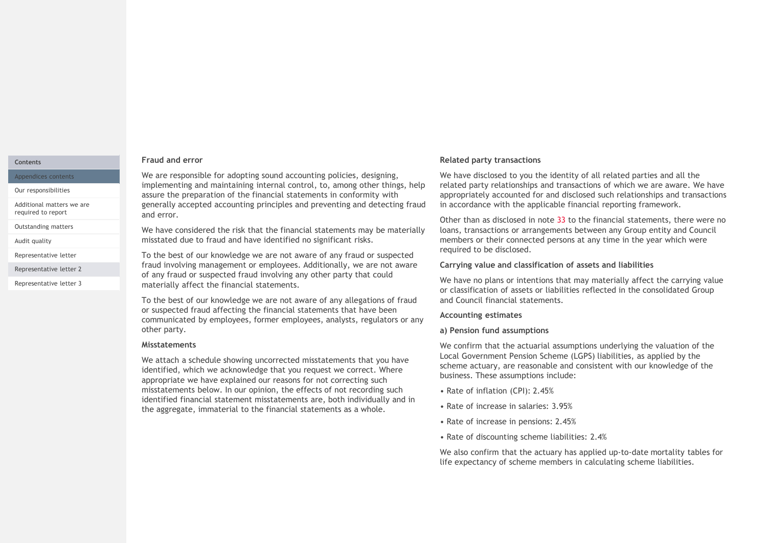### Fraud and error

We are responsible for adopting sound accounting policies, designing, implementing and maintaining internal control, to, among other things, help assure the preparation of the financial statements in conformity with generally accepted accounting principles and preventing and detecting fraud and error.

We have considered the risk that the financial statements may be materially misstated due to fraud and have identified no significant risks.

To the best of our knowledge we are not aware of any fraud or suspected fraud involving management or employees. Additionally, we are not aware of any fraud or suspected fraud involving any other party that could materially affect the financial statements.

To the best of our knowledge we are not aware of any allegations of fraud or suspected fraud affecting the financial statements that have been communicated by employees, former employees, analysts, regulators or any other party.

### Misstatements

We attach a schedule showing uncorrected misstatements that you have identified, which we acknowledge that you request we correct. Where appropriate we have explained our reasons for not correcting such misstatements below. In our opinion, the effects of not recording such identified financial statement misstatements are, both individually and in the aggregate, immaterial to the financial statements as a whole.

### Related party transactions

We have disclosed to you the identity of all related parties and all the related party relationships and transactions of which we are aware. We have appropriately accounted for and disclosed such relationships and transactions in accordance with the applicable financial reporting framework.

Other than as disclosed in note 33 to the financial statements, there were no loans, transactions or arrangements between any Group entity and Council members or their connected persons at any time in the year which were required to be disclosed.

### Carrying value and classification of assets and liabilities

We have no plans or intentions that may materially affect the carrying value or classification of assets or liabilities reflected in the consolidated Group and Council financial statements.

### Accounting estimates

#### a) Pension fund assumptions

We confirm that the actuarial assumptions underlying the valuation of the Local Government Pension Scheme (LGPS) liabilities, as applied by the scheme actuary, are reasonable and consistent with our knowledge of the business. These assumptions include:

- Rate of inflation (CPI): 2.45%
- Rate of increase in salaries: 3.95%
- Rate of increase in pensions: 2.45%
- Rate of discounting scheme liabilities: 2.4%

We also confirm that the actuary has applied up-to-date mortality tables for life expectancy of scheme members in calculating scheme liabilities.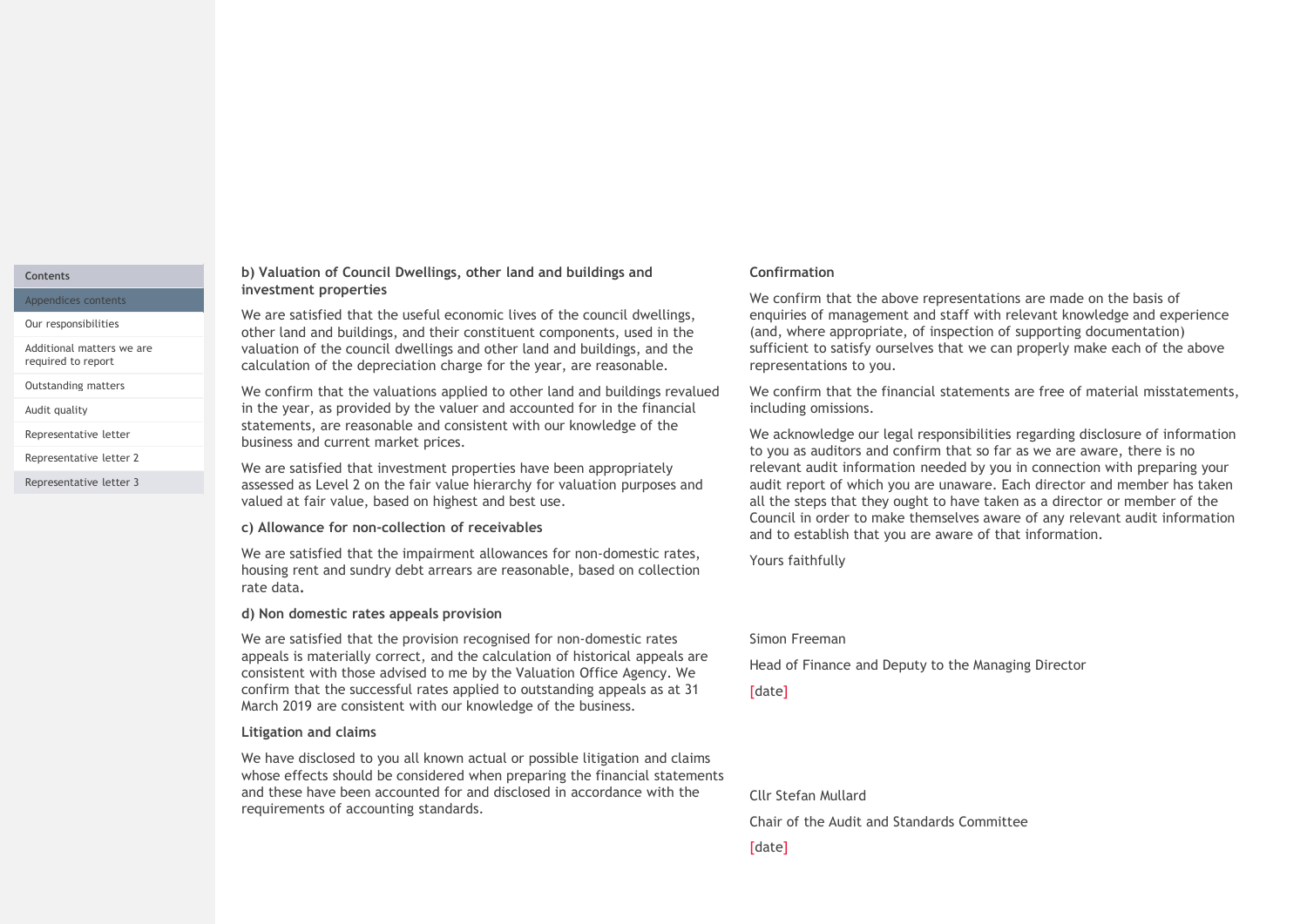**b) Valuation of Council Dwellings, other land and buildings and investment properties**

We are satisfied that the useful economic lives of the council dwellings, other land and buildings, and their constituent components, used in the valuation of the council dwellings and other land and buildings, and the calculation of the depreciation charge for the year, are reasonable.

We confirm that the valuations applied to other land and buildings revalued in the year, as provided by the valuer and accounted for in the financial statements, are reasonable and consistent with our knowledge of the business and current market prices.

We are satisfied that investment properties have been appropriately assessed as Level 2 on the fair value hierarchy for valuation purposes and valued at fair value, based on highest and best use.

**c) Allowance for non-collection of receivables**

We are satisfied that the impairment allowances for non-domestic rates, housing rent and sundry debt arrears are reasonable, based on collection rate data.

**d) Non domestic rates appeals provision**

We are satisfied that the provision recognised for non-domestic rates appeals is materially correct, and the calculation of historical appeals are consistent with those advised to me by the Valuation Office Agency. We confirm that the successful rates applied to outstanding appeals as at 31 March 2019 are consistent with our knowledge of the business.

**Litigation and claims**

We have disclosed to you all known actual or possible litigation and claims whose effects should be considered when preparing the financial statements and these have been accounted for and disclosed in accordance with the requirements of accounting standards.

**Confirmation**

We confirm that the above representations are made on the basis of enquiries of management and staff with relevant knowledge and experience (and, where appropriate, of inspection of supporting documentation) sufficient to satisfy ourselves that we can properly make each of the above representations to you.

We confirm that the financial statements are free of material misstatements, including omissions.

We acknowledge our legal responsibilities regarding disclosure of information to you as auditors and confirm that so far as we are aware, there is no relevant audit information needed by you in connection with preparing your audit report of which you are unaware. Each director and member has taken all the steps that they ought to have taken as a director or member of the Council in order to make themselves aware of any relevant audit information and to establish that you are aware of that information.

Yours faithfully

Simon Freeman

Head of Finance and Deputy to the Managing Director

[date]

Cllr Stefan Mullard

Chair of the Audit and Standards Committee

[date]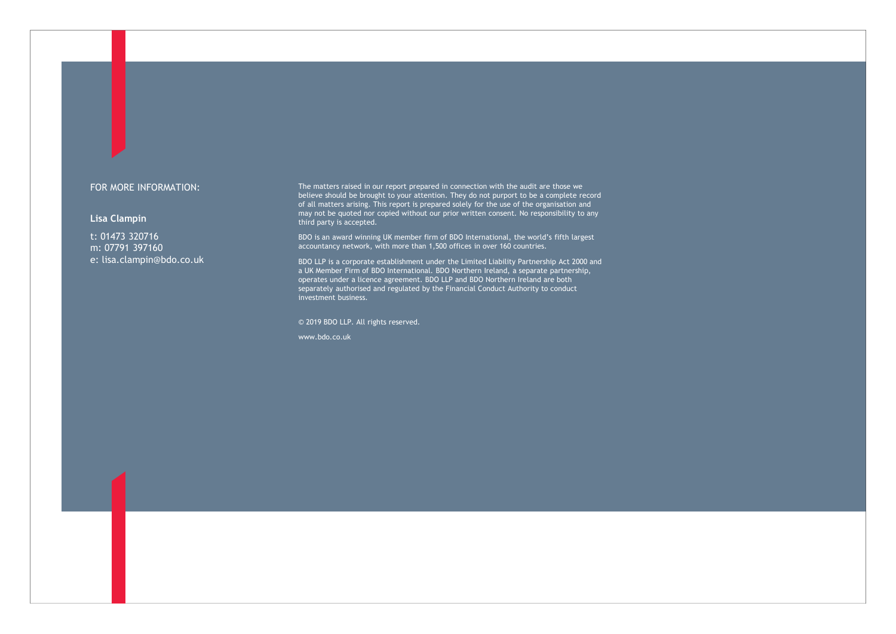FOR MORE INFORMATION:

**Lisa Clampin**

t: 01473 320716
m: 07791 397160
e: lisa.clampin@bdo.co.uk

The matters raised in our report prepared in connection with the audit are those we believe should be brought to your attention. They do not purport to be a complete record of all matters arising. This report is prepared solely for the use of the organisation and may not be quoted nor copied without our prior written consent. No responsibility to any third party is accepted.

BDO is an award winning UK member firm of BDO International, the world's fifth largest accountancy network, with more than 1,500 offices in over 160 countries.

BDO LLP is a corporate establishment under the Limited Liability Partnership Act 2000 and a UK Member Firm of BDO International. BDO Northern Ireland, a separate partnership, operates under a licence agreement. BDO LLP and BDO Northern Ireland are both separately authorised and regulated by the Financial Conduct Authority to conduct investment business.

© 2019 BDO LLP. All rights reserved.

www.bdo.co.uk